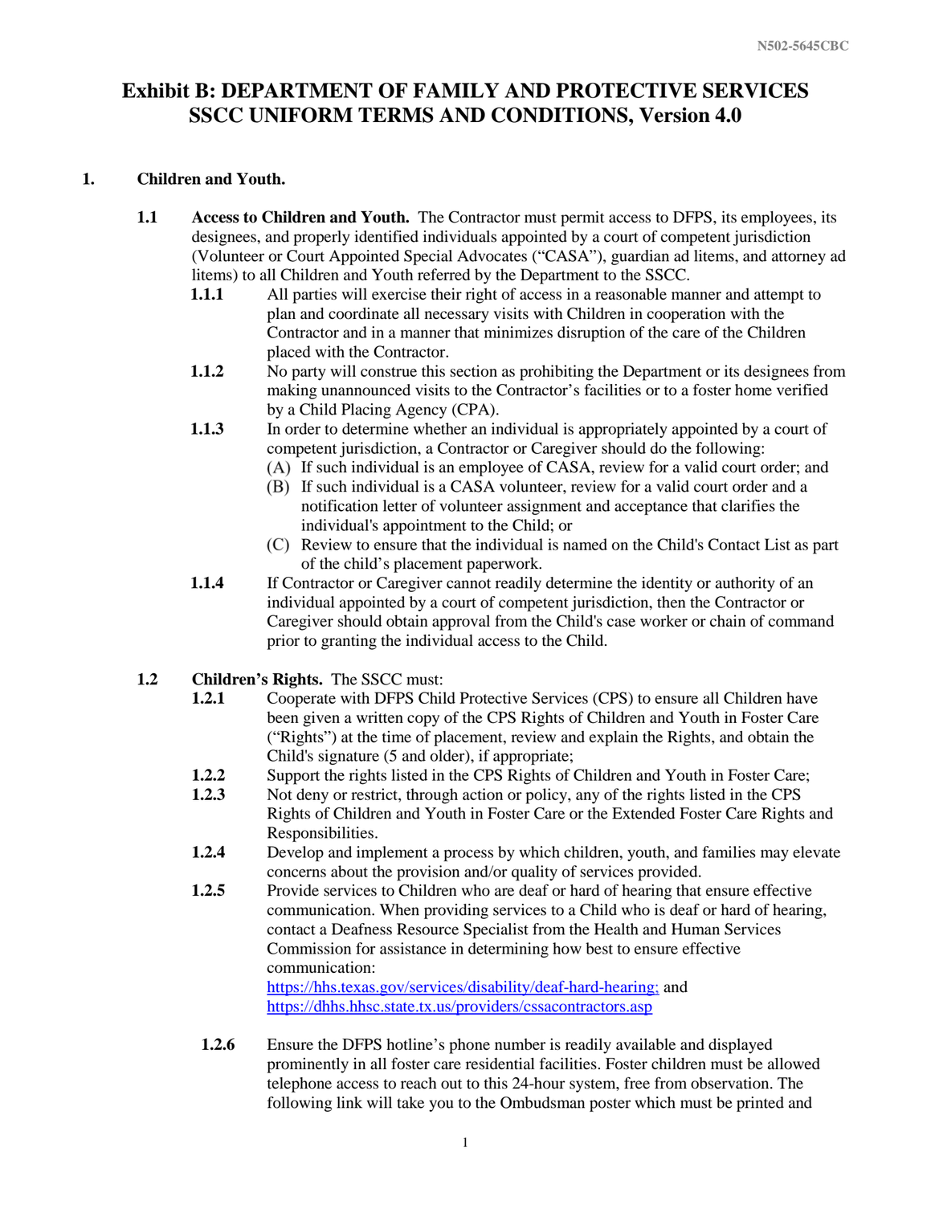# Exhibit B: DEPARTMENT OF FAMILY AND PROTECTIVE SERVICES SSCC UNIFORM TERMS AND CONDITIONS, Version 4.0

## 1. Children and Youth.

**1.1 Access to Children and Youth.** The Contractor must permit access to DFPS, its employees, its designees, and properly identified individuals appointed by a court of competent jurisdiction (Volunteer or Court Appointed Special Advocates ("CASA"), guardian ad litems, and attorney ad litems) to all Children and Youth referred by the Department to the SSCC.

**1.1.1** All parties will exercise their right of access in a reasonable manner and attempt to plan and coordinate all necessary visits with Children in cooperation with the Contractor and in a manner that minimizes disruption of the care of the Children placed with the Contractor.

**1.1.2** No party will construe this section as prohibiting the Department or its designees from making unannounced visits to the Contractor's facilities or to a foster home verified by a Child Placing Agency (CPA).

**1.1.3** In order to determine whether an individual is appropriately appointed by a court of competent jurisdiction, a Contractor or Caregiver should do the following:

(A) If such individual is an employee of CASA, review for a valid court order; and

(B) If such individual is a CASA volunteer, review for a valid court order and a notification letter of volunteer assignment and acceptance that clarifies the individual's appointment to the Child; or

(C) Review to ensure that the individual is named on the Child's Contact List as part of the child's placement paperwork.

**1.1.4** If Contractor or Caregiver cannot readily determine the identity or authority of an individual appointed by a court of competent jurisdiction, then the Contractor or Caregiver should obtain approval from the Child's case worker or chain of command prior to granting the individual access to the Child.

**1.2 Children's Rights.** The SSCC must:

**1.2.1** Cooperate with DFPS Child Protective Services (CPS) to ensure all Children have been given a written copy of the CPS Rights of Children and Youth in Foster Care ("Rights") at the time of placement, review and explain the Rights, and obtain the Child's signature (5 and older), if appropriate;

**1.2.2** Support the rights listed in the CPS Rights of Children and Youth in Foster Care;

**1.2.3** Not deny or restrict, through action or policy, any of the rights listed in the CPS Rights of Children and Youth in Foster Care or the Extended Foster Care Rights and Responsibilities.

**1.2.4** Develop and implement a process by which children, youth, and families may elevate concerns about the provision and/or quality of services provided.

**1.2.5** Provide services to Children who are deaf or hard of hearing that ensure effective communication. When providing services to a Child who is deaf or hard of hearing, contact a Deafness Resource Specialist from the Health and Human Services Commission for assistance in determining how best to ensure effective communication:
https://hhs.texas.gov/services/disability/deaf-hard-hearing; and
https://dhhs.hhsc.state.tx.us/providers/cssacontractors.asp

**1.2.6** Ensure the DFPS hotline's phone number is readily available and displayed prominently in all foster care residential facilities. Foster children must be allowed telephone access to reach out to this 24-hour system, free from observation. The following link will take you to the Ombudsman poster which must be printed and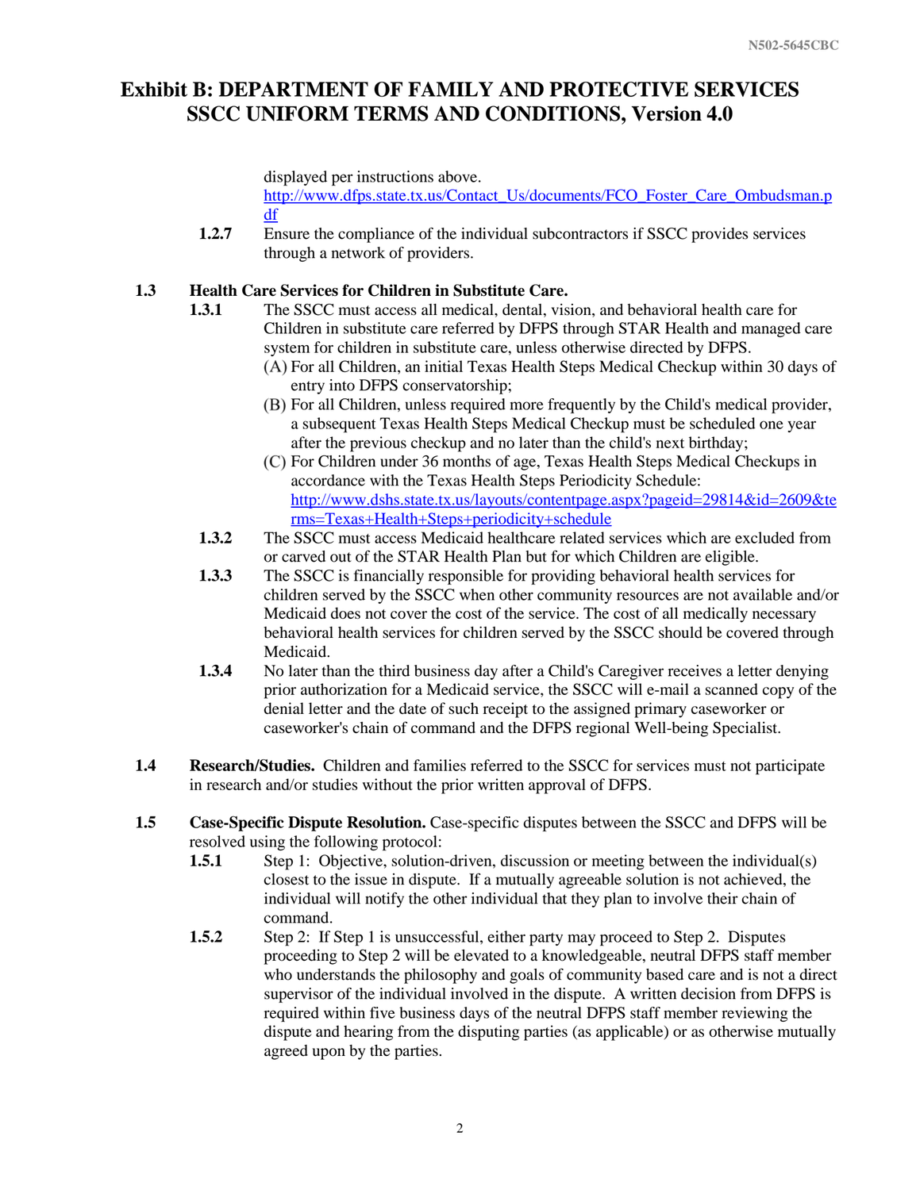displayed per instructions above. http://www.dfps.state.tx.us/Contact_Us/documents/FCO_Foster_Care_Ombudsman.pdf

**1.2.7** Ensure the compliance of the individual subcontractors if SSCC provides services through a network of providers.

**1.3 Health Care Services for Children in Substitute Care.**

**1.3.1** The SSCC must access all medical, dental, vision, and behavioral health care for Children in substitute care referred by DFPS through STAR Health and managed care system for children in substitute care, unless otherwise directed by DFPS.

(A) For all Children, an initial Texas Health Steps Medical Checkup within 30 days of entry into DFPS conservatorship;

(B) For all Children, unless required more frequently by the Child's medical provider, a subsequent Texas Health Steps Medical Checkup must be scheduled one year after the previous checkup and no later than the child's next birthday;

(C) For Children under 36 months of age, Texas Health Steps Medical Checkups in accordance with the Texas Health Steps Periodicity Schedule: http://www.dshs.state.tx.us/layouts/contentpage.aspx?pageid=29814&id=2609&terms=Texas+Health+Steps+periodicity+schedule

**1.3.2** The SSCC must access Medicaid healthcare related services which are excluded from or carved out of the STAR Health Plan but for which Children are eligible.

**1.3.3** The SSCC is financially responsible for providing behavioral health services for children served by the SSCC when other community resources are not available and/or Medicaid does not cover the cost of the service. The cost of all medically necessary behavioral health services for children served by the SSCC should be covered through Medicaid.

**1.3.4** No later than the third business day after a Child's Caregiver receives a letter denying prior authorization for a Medicaid service, the SSCC will e-mail a scanned copy of the denial letter and the date of such receipt to the assigned primary caseworker or caseworker's chain of command and the DFPS regional Well-being Specialist.

**1.4 Research/Studies.** Children and families referred to the SSCC for services must not participate in research and/or studies without the prior written approval of DFPS.

**1.5 Case-Specific Dispute Resolution.** Case-specific disputes between the SSCC and DFPS will be resolved using the following protocol:

**1.5.1** Step 1: Objective, solution-driven, discussion or meeting between the individual(s) closest to the issue in dispute. If a mutually agreeable solution is not achieved, the individual will notify the other individual that they plan to involve their chain of command.

**1.5.2** Step 2: If Step 1 is unsuccessful, either party may proceed to Step 2. Disputes proceeding to Step 2 will be elevated to a knowledgeable, neutral DFPS staff member who understands the philosophy and goals of community based care and is not a direct supervisor of the individual involved in the dispute. A written decision from DFPS is required within five business days of the neutral DFPS staff member reviewing the dispute and hearing from the disputing parties (as applicable) or as otherwise mutually agreed upon by the parties.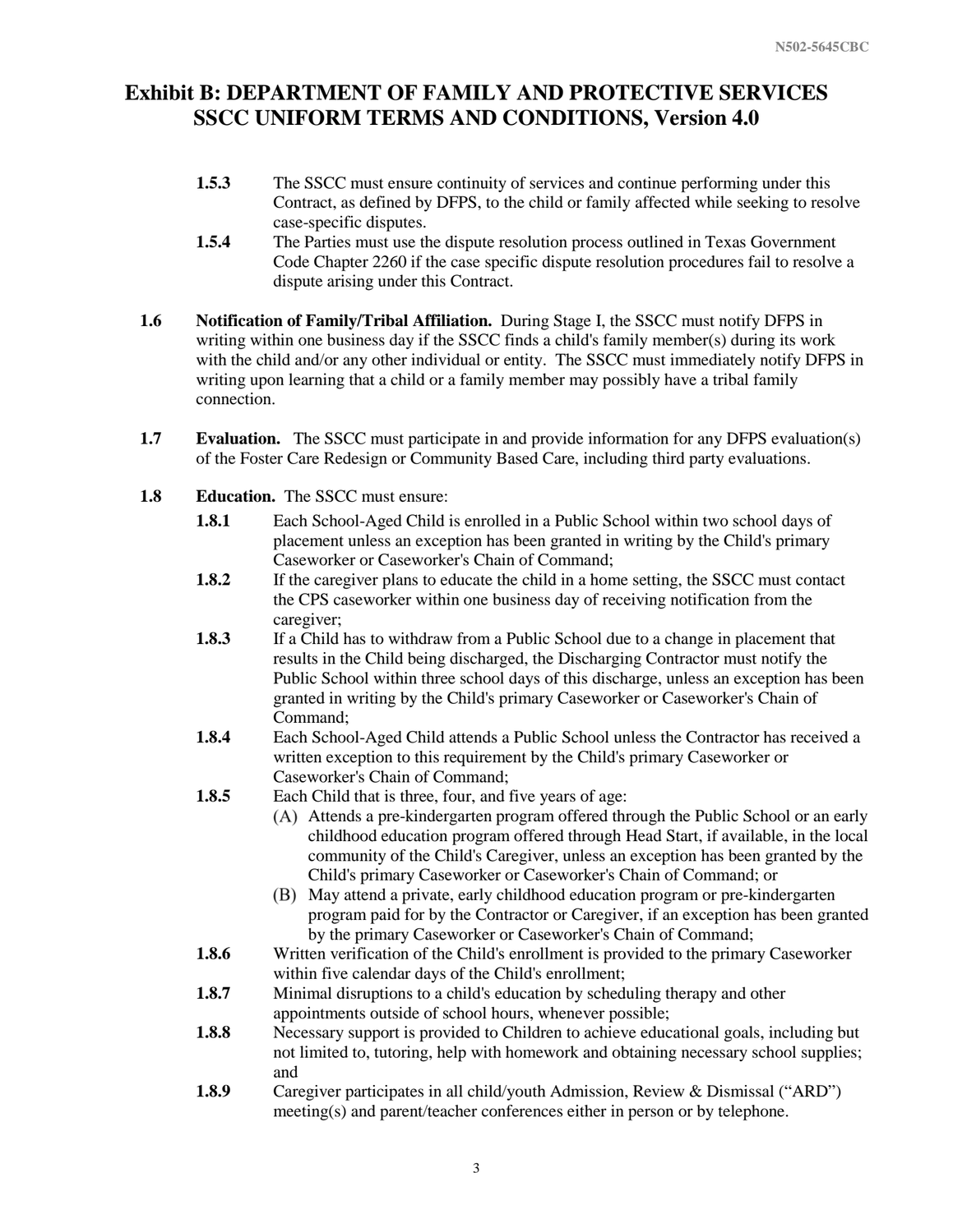# Exhibit B: DEPARTMENT OF FAMILY AND PROTECTIVE SERVICES SSCC UNIFORM TERMS AND CONDITIONS, Version 4.0

**1.5.3** The SSCC must ensure continuity of services and continue performing under this Contract, as defined by DFPS, to the child or family affected while seeking to resolve case-specific disputes.

**1.5.4** The Parties must use the dispute resolution process outlined in Texas Government Code Chapter 2260 if the case specific dispute resolution procedures fail to resolve a dispute arising under this Contract.

**1.6 Notification of Family/Tribal Affiliation.** During Stage I, the SSCC must notify DFPS in writing within one business day if the SSCC finds a child's family member(s) during its work with the child and/or any other individual or entity. The SSCC must immediately notify DFPS in writing upon learning that a child or a family member may possibly have a tribal family connection.

**1.7 Evaluation.** The SSCC must participate in and provide information for any DFPS evaluation(s) of the Foster Care Redesign or Community Based Care, including third party evaluations.

**1.8 Education.** The SSCC must ensure:

**1.8.1** Each School-Aged Child is enrolled in a Public School within two school days of placement unless an exception has been granted in writing by the Child's primary Caseworker or Caseworker's Chain of Command;

**1.8.2** If the caregiver plans to educate the child in a home setting, the SSCC must contact the CPS caseworker within one business day of receiving notification from the caregiver;

**1.8.3** If a Child has to withdraw from a Public School due to a change in placement that results in the Child being discharged, the Discharging Contractor must notify the Public School within three school days of this discharge, unless an exception has been granted in writing by the Child's primary Caseworker or Caseworker's Chain of Command;

**1.8.4** Each School-Aged Child attends a Public School unless the Contractor has received a written exception to this requirement by the Child's primary Caseworker or Caseworker's Chain of Command;

**1.8.5** Each Child that is three, four, and five years of age:

(A) Attends a pre-kindergarten program offered through the Public School or an early childhood education program offered through Head Start, if available, in the local community of the Child's Caregiver, unless an exception has been granted by the Child's primary Caseworker or Caseworker's Chain of Command; or

(B) May attend a private, early childhood education program or pre-kindergarten program paid for by the Contractor or Caregiver, if an exception has been granted by the primary Caseworker or Caseworker's Chain of Command;

**1.8.6** Written verification of the Child's enrollment is provided to the primary Caseworker within five calendar days of the Child's enrollment;

**1.8.7** Minimal disruptions to a child's education by scheduling therapy and other appointments outside of school hours, whenever possible;

**1.8.8** Necessary support is provided to Children to achieve educational goals, including but not limited to, tutoring, help with homework and obtaining necessary school supplies; and

**1.8.9** Caregiver participates in all child/youth Admission, Review & Dismissal ("ARD") meeting(s) and parent/teacher conferences either in person or by telephone.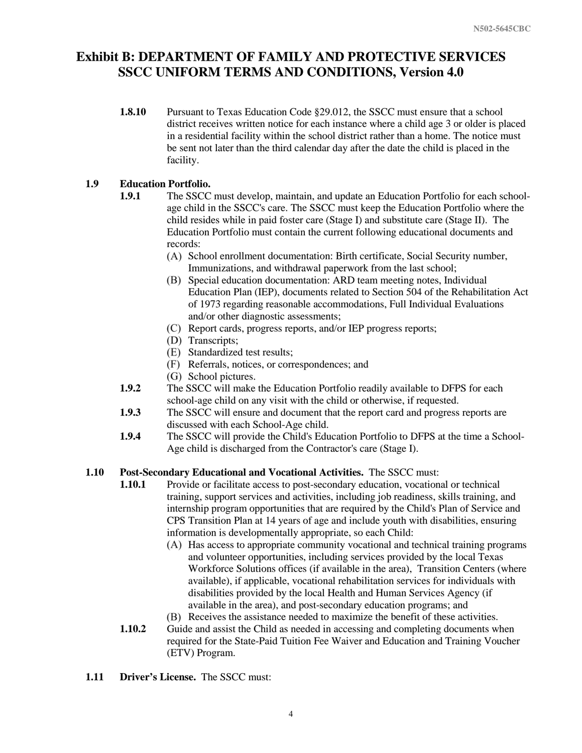## Exhibit B: DEPARTMENT OF FAMILY AND PROTECTIVE SERVICES SSCC UNIFORM TERMS AND CONDITIONS, Version 4.0

**1.8.10** Pursuant to Texas Education Code §29.012, the SSCC must ensure that a school district receives written notice for each instance where a child age 3 or older is placed in a residential facility within the school district rather than a home. The notice must be sent not later than the third calendar day after the date the child is placed in the facility.

**1.9 Education Portfolio.**

**1.9.1** The SSCC must develop, maintain, and update an Education Portfolio for each school-age child in the SSCC's care. The SSCC must keep the Education Portfolio where the child resides while in paid foster care (Stage I) and substitute care (Stage II). The Education Portfolio must contain the current following educational documents and records:

(A) School enrollment documentation: Birth certificate, Social Security number, Immunizations, and withdrawal paperwork from the last school;
(B) Special education documentation: ARD team meeting notes, Individual Education Plan (IEP), documents related to Section 504 of the Rehabilitation Act of 1973 regarding reasonable accommodations, Full Individual Evaluations and/or other diagnostic assessments;
(C) Report cards, progress reports, and/or IEP progress reports;
(D) Transcripts;
(E) Standardized test results;
(F) Referrals, notices, or correspondences; and
(G) School pictures.

**1.9.2** The SSCC will make the Education Portfolio readily available to DFPS for each school-age child on any visit with the child or otherwise, if requested.

**1.9.3** The SSCC will ensure and document that the report card and progress reports are discussed with each School-Age child.

**1.9.4** The SSCC will provide the Child's Education Portfolio to DFPS at the time a School-Age child is discharged from the Contractor's care (Stage I).

**1.10 Post-Secondary Educational and Vocational Activities.** The SSCC must:

**1.10.1** Provide or facilitate access to post-secondary education, vocational or technical training, support services and activities, including job readiness, skills training, and internship program opportunities that are required by the Child's Plan of Service and CPS Transition Plan at 14 years of age and include youth with disabilities, ensuring information is developmentally appropriate, so each Child:

(A) Has access to appropriate community vocational and technical training programs and volunteer opportunities, including services provided by the local Texas Workforce Solutions offices (if available in the area), Transition Centers (where available), if applicable, vocational rehabilitation services for individuals with disabilities provided by the local Health and Human Services Agency (if available in the area), and post-secondary education programs; and
(B) Receives the assistance needed to maximize the benefit of these activities.

**1.10.2** Guide and assist the Child as needed in accessing and completing documents when required for the State-Paid Tuition Fee Waiver and Education and Training Voucher (ETV) Program.

**1.11 Driver's License.** The SSCC must: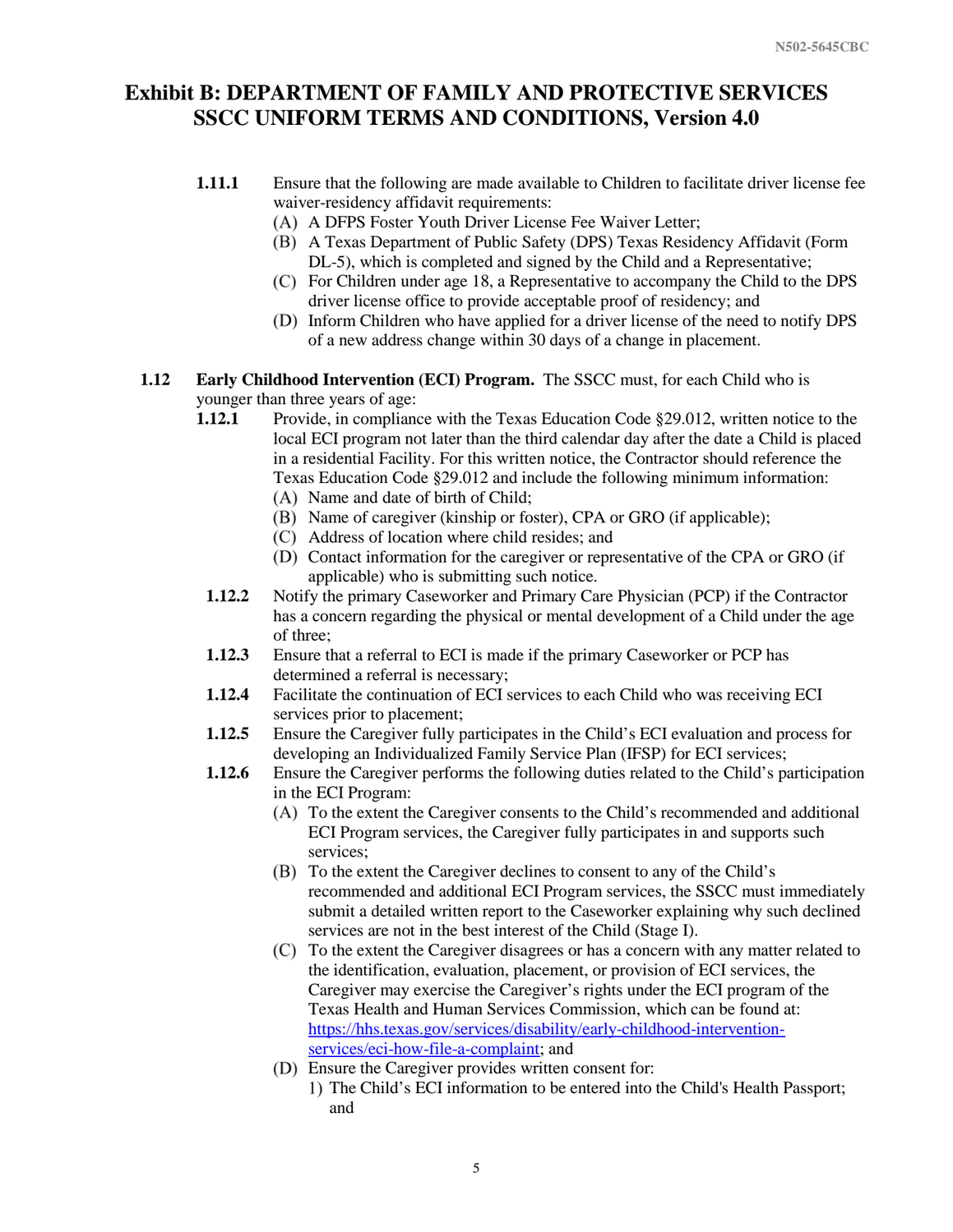# Exhibit B: DEPARTMENT OF FAMILY AND PROTECTIVE SERVICES SSCC UNIFORM TERMS AND CONDITIONS, Version 4.0

**1.11.1** Ensure that the following are made available to Children to facilitate driver license fee waiver-residency affidavit requirements:

(A) A DFPS Foster Youth Driver License Fee Waiver Letter;

(B) A Texas Department of Public Safety (DPS) Texas Residency Affidavit (Form DL-5), which is completed and signed by the Child and a Representative;

(C) For Children under age 18, a Representative to accompany the Child to the DPS driver license office to provide acceptable proof of residency; and

(D) Inform Children who have applied for a driver license of the need to notify DPS of a new address change within 30 days of a change in placement.

**1.12 Early Childhood Intervention (ECI) Program.** The SSCC must, for each Child who is younger than three years of age:

**1.12.1** Provide, in compliance with the Texas Education Code §29.012, written notice to the local ECI program not later than the third calendar day after the date a Child is placed in a residential Facility. For this written notice, the Contractor should reference the Texas Education Code §29.012 and include the following minimum information:

(A) Name and date of birth of Child;

(B) Name of caregiver (kinship or foster), CPA or GRO (if applicable);

(C) Address of location where child resides; and

(D) Contact information for the caregiver or representative of the CPA or GRO (if applicable) who is submitting such notice.

**1.12.2** Notify the primary Caseworker and Primary Care Physician (PCP) if the Contractor has a concern regarding the physical or mental development of a Child under the age of three;

**1.12.3** Ensure that a referral to ECI is made if the primary Caseworker or PCP has determined a referral is necessary;

**1.12.4** Facilitate the continuation of ECI services to each Child who was receiving ECI services prior to placement;

**1.12.5** Ensure the Caregiver fully participates in the Child's ECI evaluation and process for developing an Individualized Family Service Plan (IFSP) for ECI services;

**1.12.6** Ensure the Caregiver performs the following duties related to the Child's participation in the ECI Program:

(A) To the extent the Caregiver consents to the Child's recommended and additional ECI Program services, the Caregiver fully participates in and supports such services;

(B) To the extent the Caregiver declines to consent to any of the Child's recommended and additional ECI Program services, the SSCC must immediately submit a detailed written report to the Caseworker explaining why such declined services are not in the best interest of the Child (Stage I).

(C) To the extent the Caregiver disagrees or has a concern with any matter related to the identification, evaluation, placement, or provision of ECI services, the Caregiver may exercise the Caregiver's rights under the ECI program of the Texas Health and Human Services Commission, which can be found at: https://hhs.texas.gov/services/disability/early-childhood-intervention-services/eci-how-file-a-complaint; and

(D) Ensure the Caregiver provides written consent for:

1) The Child's ECI information to be entered into the Child's Health Passport; and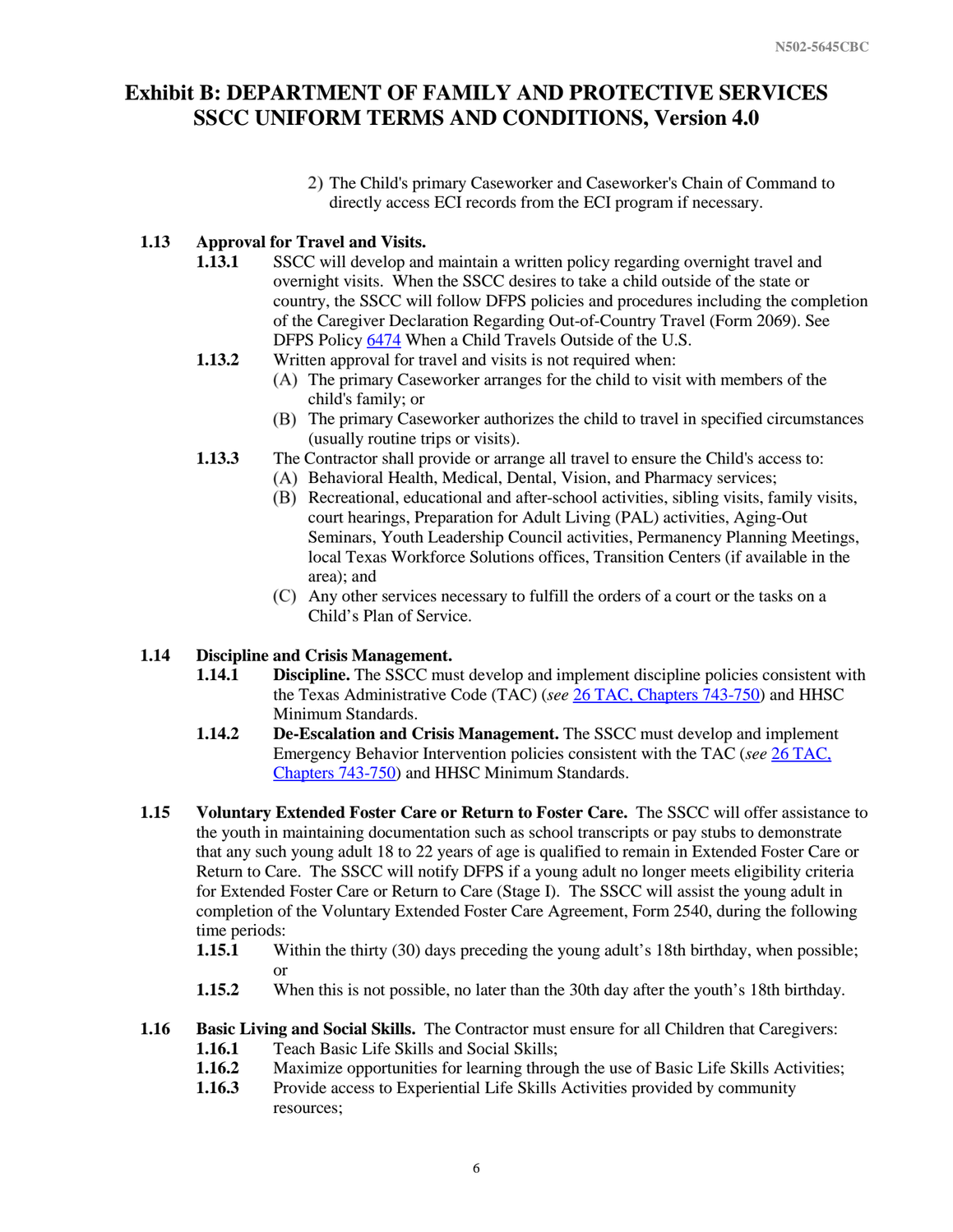2) The Child's primary Caseworker and Caseworker's Chain of Command to directly access ECI records from the ECI program if necessary.

**1.13 Approval for Travel and Visits.**

**1.13.1** SSCC will develop and maintain a written policy regarding overnight travel and overnight visits. When the SSCC desires to take a child outside of the state or country, the SSCC will follow DFPS policies and procedures including the completion of the Caregiver Declaration Regarding Out-of-Country Travel (Form 2069). See DFPS Policy 6474 When a Child Travels Outside of the U.S.

**1.13.2** Written approval for travel and visits is not required when:

(A) The primary Caseworker arranges for the child to visit with members of the child's family; or

(B) The primary Caseworker authorizes the child to travel in specified circumstances (usually routine trips or visits).

**1.13.3** The Contractor shall provide or arrange all travel to ensure the Child's access to:

(A) Behavioral Health, Medical, Dental, Vision, and Pharmacy services;

(B) Recreational, educational and after-school activities, sibling visits, family visits, court hearings, Preparation for Adult Living (PAL) activities, Aging-Out Seminars, Youth Leadership Council activities, Permanency Planning Meetings, local Texas Workforce Solutions offices, Transition Centers (if available in the area); and

(C) Any other services necessary to fulfill the orders of a court or the tasks on a Child's Plan of Service.

**1.14 Discipline and Crisis Management.**

**1.14.1** **Discipline.** The SSCC must develop and implement discipline policies consistent with the Texas Administrative Code (TAC) (*see* 26 TAC, Chapters 743-750) and HHSC Minimum Standards.

**1.14.2** **De-Escalation and Crisis Management.** The SSCC must develop and implement Emergency Behavior Intervention policies consistent with the TAC (*see* 26 TAC, Chapters 743-750) and HHSC Minimum Standards.

**1.15 Voluntary Extended Foster Care or Return to Foster Care.** The SSCC will offer assistance to the youth in maintaining documentation such as school transcripts or pay stubs to demonstrate that any such young adult 18 to 22 years of age is qualified to remain in Extended Foster Care or Return to Care. The SSCC will notify DFPS if a young adult no longer meets eligibility criteria for Extended Foster Care or Return to Care (Stage I). The SSCC will assist the young adult in completion of the Voluntary Extended Foster Care Agreement, Form 2540, during the following time periods:

**1.15.1** Within the thirty (30) days preceding the young adult's 18th birthday, when possible; or

**1.15.2** When this is not possible, no later than the 30th day after the youth's 18th birthday.

**1.16 Basic Living and Social Skills.** The Contractor must ensure for all Children that Caregivers:

**1.16.1** Teach Basic Life Skills and Social Skills;

**1.16.2** Maximize opportunities for learning through the use of Basic Life Skills Activities;

**1.16.3** Provide access to Experiential Life Skills Activities provided by community resources;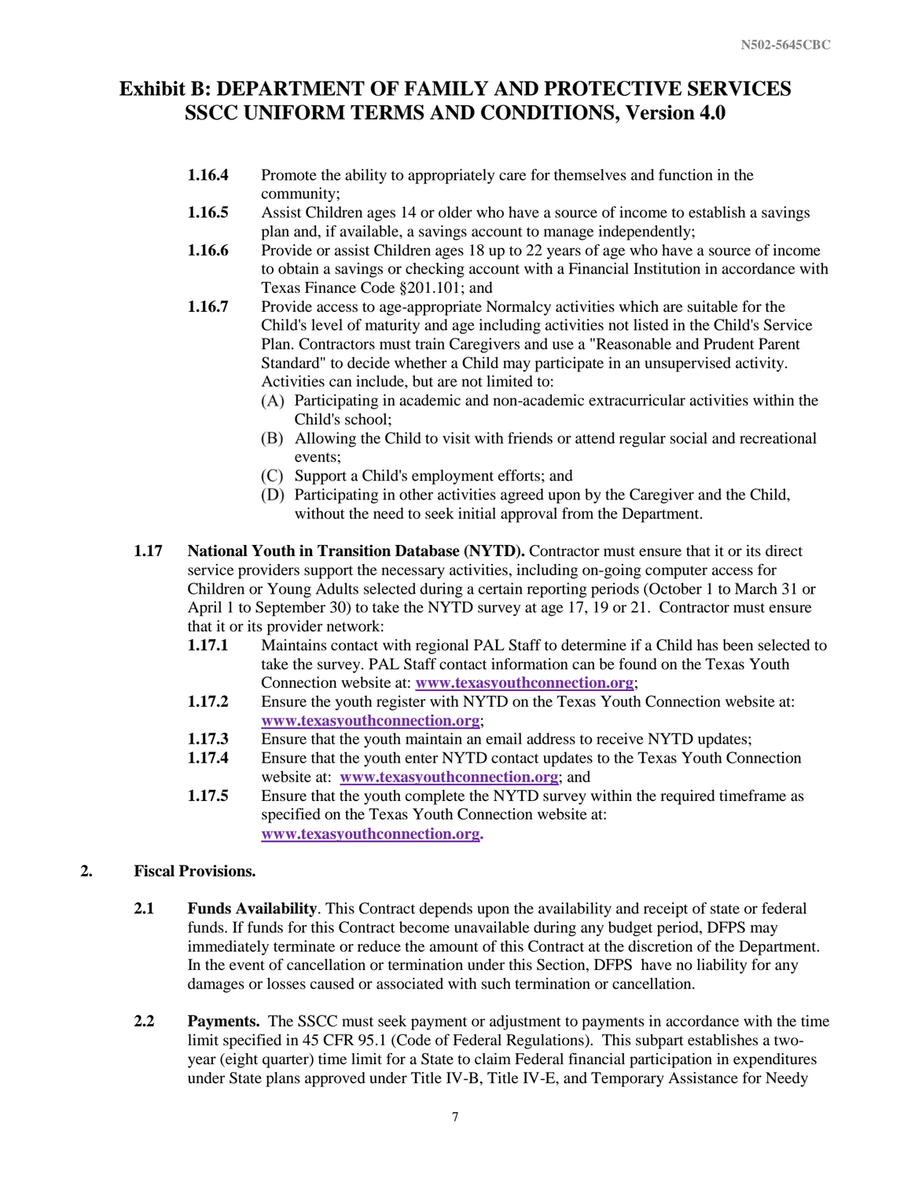# Exhibit B: DEPARTMENT OF FAMILY AND PROTECTIVE SERVICES SSCC UNIFORM TERMS AND CONDITIONS, Version 4.0

**1.16.4** Promote the ability to appropriately care for themselves and function in the community;

**1.16.5** Assist Children ages 14 or older who have a source of income to establish a savings plan and, if available, a savings account to manage independently;

**1.16.6** Provide or assist Children ages 18 up to 22 years of age who have a source of income to obtain a savings or checking account with a Financial Institution in accordance with Texas Finance Code §201.101; and

**1.16.7** Provide access to age-appropriate Normalcy activities which are suitable for the Child's level of maturity and age including activities not listed in the Child's Service Plan. Contractors must train Caregivers and use a "Reasonable and Prudent Parent Standard" to decide whether a Child may participate in an unsupervised activity. Activities can include, but are not limited to:

(A) Participating in academic and non-academic extracurricular activities within the Child's school;

(B) Allowing the Child to visit with friends or attend regular social and recreational events;

(C) Support a Child's employment efforts; and

(D) Participating in other activities agreed upon by the Caregiver and the Child, without the need to seek initial approval from the Department.

**1.17 National Youth in Transition Database (NYTD).** Contractor must ensure that it or its direct service providers support the necessary activities, including on-going computer access for Children or Young Adults selected during a certain reporting periods (October 1 to March 31 or April 1 to September 30) to take the NYTD survey at age 17, 19 or 21. Contractor must ensure that it or its provider network:

**1.17.1** Maintains contact with regional PAL Staff to determine if a Child has been selected to take the survey. PAL Staff contact information can be found on the Texas Youth Connection website at: www.texasyouthconnection.org;

**1.17.2** Ensure the youth register with NYTD on the Texas Youth Connection website at: www.texasyouthconnection.org;

**1.17.3** Ensure that the youth maintain an email address to receive NYTD updates;

**1.17.4** Ensure that the youth enter NYTD contact updates to the Texas Youth Connection website at: www.texasyouthconnection.org; and

**1.17.5** Ensure that the youth complete the NYTD survey within the required timeframe as specified on the Texas Youth Connection website at: www.texasyouthconnection.org.

## 2. Fiscal Provisions.

**2.1 Funds Availability**. This Contract depends upon the availability and receipt of state or federal funds. If funds for this Contract become unavailable during any budget period, DFPS may immediately terminate or reduce the amount of this Contract at the discretion of the Department. In the event of cancellation or termination under this Section, DFPS have no liability for any damages or losses caused or associated with such termination or cancellation.

**2.2 Payments.** The SSCC must seek payment or adjustment to payments in accordance with the time limit specified in 45 CFR 95.1 (Code of Federal Regulations). This subpart establishes a two-year (eight quarter) time limit for a State to claim Federal financial participation in expenditures under State plans approved under Title IV-B, Title IV-E, and Temporary Assistance for Needy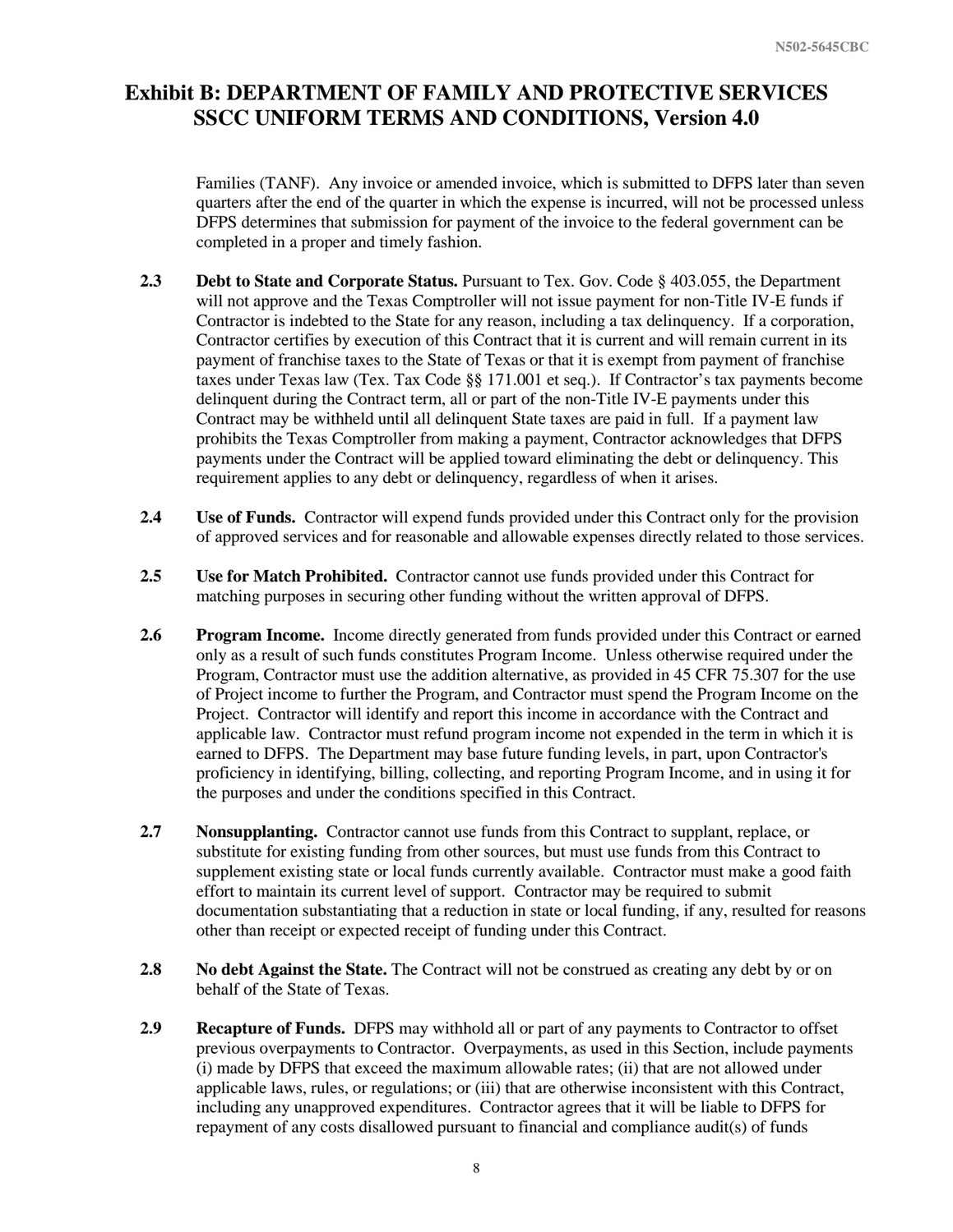# Exhibit B: DEPARTMENT OF FAMILY AND PROTECTIVE SERVICES SSCC UNIFORM TERMS AND CONDITIONS, Version 4.0

Families (TANF). Any invoice or amended invoice, which is submitted to DFPS later than seven quarters after the end of the quarter in which the expense is incurred, will not be processed unless DFPS determines that submission for payment of the invoice to the federal government can be completed in a proper and timely fashion.

**2.3 Debt to State and Corporate Status.** Pursuant to Tex. Gov. Code § 403.055, the Department will not approve and the Texas Comptroller will not issue payment for non-Title IV-E funds if Contractor is indebted to the State for any reason, including a tax delinquency. If a corporation, Contractor certifies by execution of this Contract that it is current and will remain current in its payment of franchise taxes to the State of Texas or that it is exempt from payment of franchise taxes under Texas law (Tex. Tax Code §§ 171.001 et seq.). If Contractor's tax payments become delinquent during the Contract term, all or part of the non-Title IV-E payments under this Contract may be withheld until all delinquent State taxes are paid in full. If a payment law prohibits the Texas Comptroller from making a payment, Contractor acknowledges that DFPS payments under the Contract will be applied toward eliminating the debt or delinquency. This requirement applies to any debt or delinquency, regardless of when it arises.

**2.4 Use of Funds.** Contractor will expend funds provided under this Contract only for the provision of approved services and for reasonable and allowable expenses directly related to those services.

**2.5 Use for Match Prohibited.** Contractor cannot use funds provided under this Contract for matching purposes in securing other funding without the written approval of DFPS.

**2.6 Program Income.** Income directly generated from funds provided under this Contract or earned only as a result of such funds constitutes Program Income. Unless otherwise required under the Program, Contractor must use the addition alternative, as provided in 45 CFR 75.307 for the use of Project income to further the Program, and Contractor must spend the Program Income on the Project. Contractor will identify and report this income in accordance with the Contract and applicable law. Contractor must refund program income not expended in the term in which it is earned to DFPS. The Department may base future funding levels, in part, upon Contractor's proficiency in identifying, billing, collecting, and reporting Program Income, and in using it for the purposes and under the conditions specified in this Contract.

**2.7 Nonsupplanting.** Contractor cannot use funds from this Contract to supplant, replace, or substitute for existing funding from other sources, but must use funds from this Contract to supplement existing state or local funds currently available. Contractor must make a good faith effort to maintain its current level of support. Contractor may be required to submit documentation substantiating that a reduction in state or local funding, if any, resulted for reasons other than receipt or expected receipt of funding under this Contract.

**2.8 No debt Against the State.** The Contract will not be construed as creating any debt by or on behalf of the State of Texas.

**2.9 Recapture of Funds.** DFPS may withhold all or part of any payments to Contractor to offset previous overpayments to Contractor. Overpayments, as used in this Section, include payments (i) made by DFPS that exceed the maximum allowable rates; (ii) that are not allowed under applicable laws, rules, or regulations; or (iii) that are otherwise inconsistent with this Contract, including any unapproved expenditures. Contractor agrees that it will be liable to DFPS for repayment of any costs disallowed pursuant to financial and compliance audit(s) of funds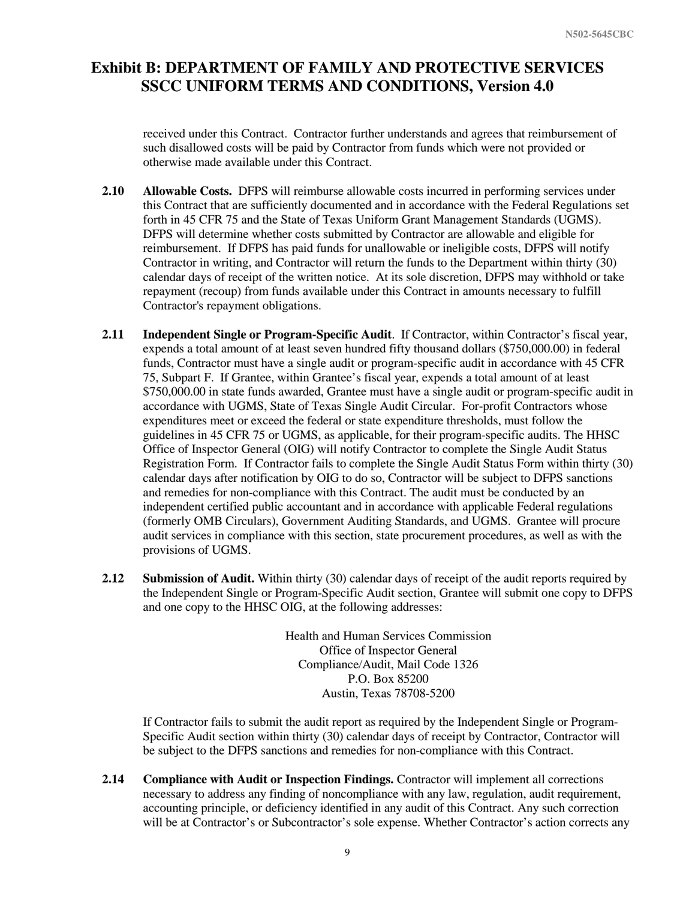# Exhibit B: DEPARTMENT OF FAMILY AND PROTECTIVE SERVICES SSCC UNIFORM TERMS AND CONDITIONS, Version 4.0

received under this Contract. Contractor further understands and agrees that reimbursement of such disallowed costs will be paid by Contractor from funds which were not provided or otherwise made available under this Contract.

**2.10 Allowable Costs.** DFPS will reimburse allowable costs incurred in performing services under this Contract that are sufficiently documented and in accordance with the Federal Regulations set forth in 45 CFR 75 and the State of Texas Uniform Grant Management Standards (UGMS). DFPS will determine whether costs submitted by Contractor are allowable and eligible for reimbursement. If DFPS has paid funds for unallowable or ineligible costs, DFPS will notify Contractor in writing, and Contractor will return the funds to the Department within thirty (30) calendar days of receipt of the written notice. At its sole discretion, DFPS may withhold or take repayment (recoup) from funds available under this Contract in amounts necessary to fulfill Contractor's repayment obligations.

**2.11 Independent Single or Program-Specific Audit**. If Contractor, within Contractor's fiscal year, expends a total amount of at least seven hundred fifty thousand dollars ($750,000.00) in federal funds, Contractor must have a single audit or program-specific audit in accordance with 45 CFR 75, Subpart F. If Grantee, within Grantee's fiscal year, expends a total amount of at least $750,000.00 in state funds awarded, Grantee must have a single audit or program-specific audit in accordance with UGMS, State of Texas Single Audit Circular. For-profit Contractors whose expenditures meet or exceed the federal or state expenditure thresholds, must follow the guidelines in 45 CFR 75 or UGMS, as applicable, for their program-specific audits. The HHSC Office of Inspector General (OIG) will notify Contractor to complete the Single Audit Status Registration Form. If Contractor fails to complete the Single Audit Status Form within thirty (30) calendar days after notification by OIG to do so, Contractor will be subject to DFPS sanctions and remedies for non-compliance with this Contract. The audit must be conducted by an independent certified public accountant and in accordance with applicable Federal regulations (formerly OMB Circulars), Government Auditing Standards, and UGMS. Grantee will procure audit services in compliance with this section, state procurement procedures, as well as with the provisions of UGMS.

**2.12 Submission of Audit.** Within thirty (30) calendar days of receipt of the audit reports required by the Independent Single or Program-Specific Audit section, Grantee will submit one copy to DFPS and one copy to the HHSC OIG, at the following addresses:

Health and Human Services Commission
Office of Inspector General
Compliance/Audit, Mail Code 1326
P.O. Box 85200
Austin, Texas 78708-5200

If Contractor fails to submit the audit report as required by the Independent Single or Program-Specific Audit section within thirty (30) calendar days of receipt by Contractor, Contractor will be subject to the DFPS sanctions and remedies for non-compliance with this Contract.

**2.14 Compliance with Audit or Inspection Findings.** Contractor will implement all corrections necessary to address any finding of noncompliance with any law, regulation, audit requirement, accounting principle, or deficiency identified in any audit of this Contract. Any such correction will be at Contractor's or Subcontractor's sole expense. Whether Contractor's action corrects any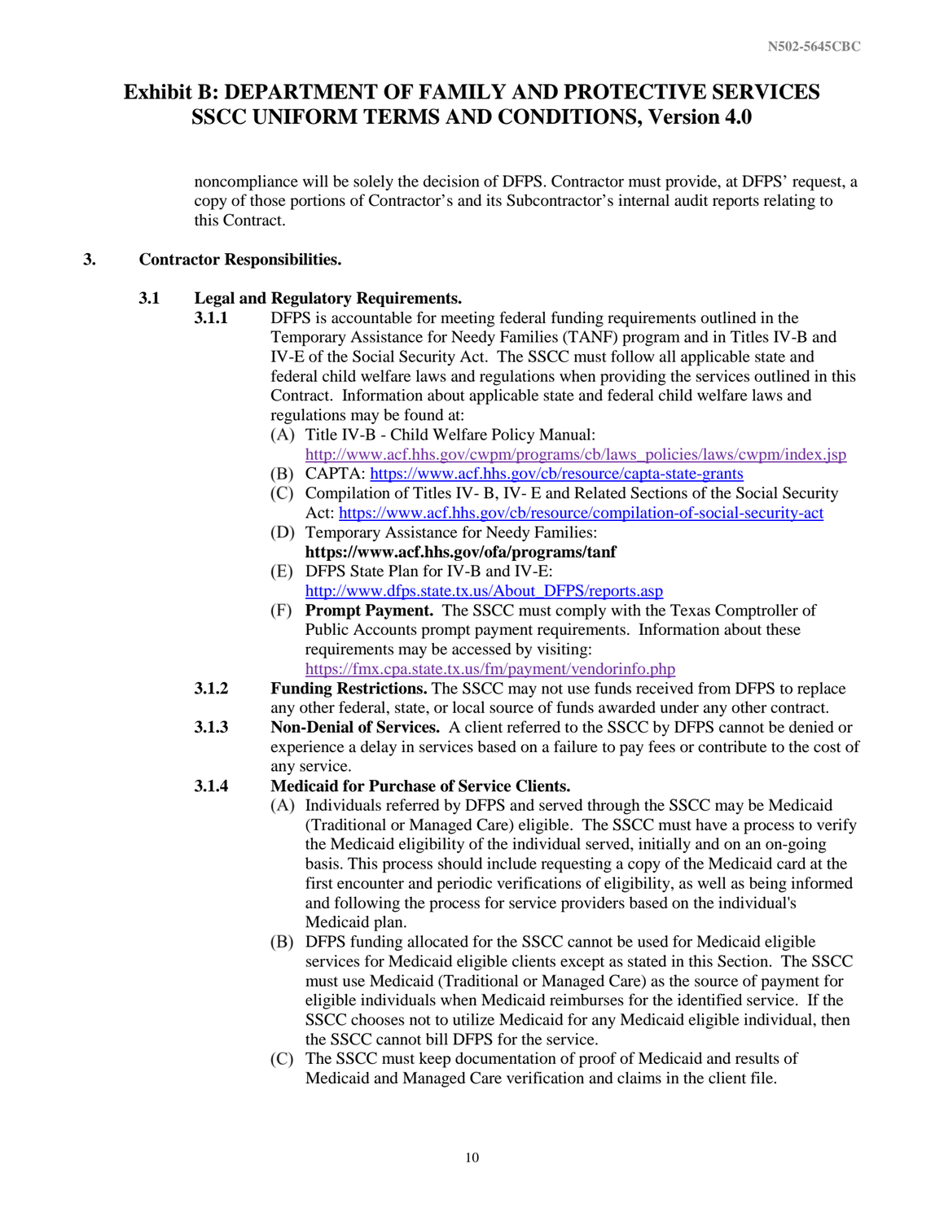noncompliance will be solely the decision of DFPS. Contractor must provide, at DFPS' request, a copy of those portions of Contractor's and its Subcontractor's internal audit reports relating to this Contract.

## 3. Contractor Responsibilities.

### 3.1 Legal and Regulatory Requirements.

**3.1.1** DFPS is accountable for meeting federal funding requirements outlined in the Temporary Assistance for Needy Families (TANF) program and in Titles IV-B and IV-E of the Social Security Act. The SSCC must follow all applicable state and federal child welfare laws and regulations when providing the services outlined in this Contract. Information about applicable state and federal child welfare laws and regulations may be found at:

(A) Title IV-B - Child Welfare Policy Manual: http://www.acf.hhs.gov/cwpm/programs/cb/laws_policies/laws/cwpm/index.jsp

(B) CAPTA: https://www.acf.hhs.gov/cb/resource/capta-state-grants

(C) Compilation of Titles IV- B, IV- E and Related Sections of the Social Security Act: https://www.acf.hhs.gov/cb/resource/compilation-of-social-security-act

(D) Temporary Assistance for Needy Families: **https://www.acf.hhs.gov/ofa/programs/tanf**

(E) DFPS State Plan for IV-B and IV-E: http://www.dfps.state.tx.us/About_DFPS/reports.asp

(F) **Prompt Payment.** The SSCC must comply with the Texas Comptroller of Public Accounts prompt payment requirements. Information about these requirements may be accessed by visiting: https://fmx.cpa.state.tx.us/fm/payment/vendorinfo.php

**3.1.2** **Funding Restrictions.** The SSCC may not use funds received from DFPS to replace any other federal, state, or local source of funds awarded under any other contract.

**3.1.3** **Non-Denial of Services.** A client referred to the SSCC by DFPS cannot be denied or experience a delay in services based on a failure to pay fees or contribute to the cost of any service.

**3.1.4** **Medicaid for Purchase of Service Clients.**

(A) Individuals referred by DFPS and served through the SSCC may be Medicaid (Traditional or Managed Care) eligible. The SSCC must have a process to verify the Medicaid eligibility of the individual served, initially and on an on-going basis. This process should include requesting a copy of the Medicaid card at the first encounter and periodic verifications of eligibility, as well as being informed and following the process for service providers based on the individual's Medicaid plan.

(B) DFPS funding allocated for the SSCC cannot be used for Medicaid eligible services for Medicaid eligible clients except as stated in this Section. The SSCC must use Medicaid (Traditional or Managed Care) as the source of payment for eligible individuals when Medicaid reimburses for the identified service. If the SSCC chooses not to utilize Medicaid for any Medicaid eligible individual, then the SSCC cannot bill DFPS for the service.

(C) The SSCC must keep documentation of proof of Medicaid and results of Medicaid and Managed Care verification and claims in the client file.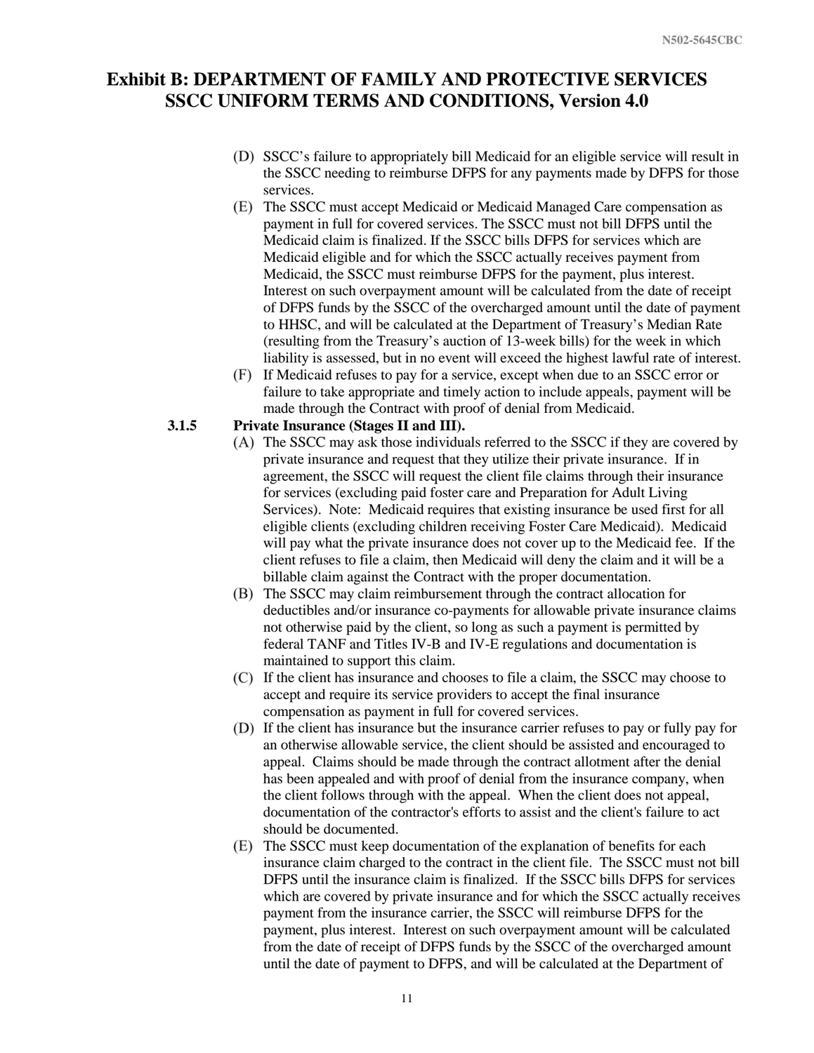# Exhibit B: DEPARTMENT OF FAMILY AND PROTECTIVE SERVICES SSCC UNIFORM TERMS AND CONDITIONS, Version 4.0

(D) SSCC's failure to appropriately bill Medicaid for an eligible service will result in the SSCC needing to reimburse DFPS for any payments made by DFPS for those services.

(E) The SSCC must accept Medicaid or Medicaid Managed Care compensation as payment in full for covered services. The SSCC must not bill DFPS until the Medicaid claim is finalized. If the SSCC bills DFPS for services which are Medicaid eligible and for which the SSCC actually receives payment from Medicaid, the SSCC must reimburse DFPS for the payment, plus interest. Interest on such overpayment amount will be calculated from the date of receipt of DFPS funds by the SSCC of the overcharged amount until the date of payment to HHSC, and will be calculated at the Department of Treasury's Median Rate (resulting from the Treasury's auction of 13-week bills) for the week in which liability is assessed, but in no event will exceed the highest lawful rate of interest.

(F) If Medicaid refuses to pay for a service, except when due to an SSCC error or failure to take appropriate and timely action to include appeals, payment will be made through the Contract with proof of denial from Medicaid.

**3.1.5 Private Insurance (Stages II and III).**

(A) The SSCC may ask those individuals referred to the SSCC if they are covered by private insurance and request that they utilize their private insurance. If in agreement, the SSCC will request the client file claims through their insurance for services (excluding paid foster care and Preparation for Adult Living Services). Note: Medicaid requires that existing insurance be used first for all eligible clients (excluding children receiving Foster Care Medicaid). Medicaid will pay what the private insurance does not cover up to the Medicaid fee. If the client refuses to file a claim, then Medicaid will deny the claim and it will be a billable claim against the Contract with the proper documentation.

(B) The SSCC may claim reimbursement through the contract allocation for deductibles and/or insurance co-payments for allowable private insurance claims not otherwise paid by the client, so long as such a payment is permitted by federal TANF and Titles IV-B and IV-E regulations and documentation is maintained to support this claim.

(C) If the client has insurance and chooses to file a claim, the SSCC may choose to accept and require its service providers to accept the final insurance compensation as payment in full for covered services.

(D) If the client has insurance but the insurance carrier refuses to pay or fully pay for an otherwise allowable service, the client should be assisted and encouraged to appeal. Claims should be made through the contract allotment after the denial has been appealed and with proof of denial from the insurance company, when the client follows through with the appeal. When the client does not appeal, documentation of the contractor's efforts to assist and the client's failure to act should be documented.

(E) The SSCC must keep documentation of the explanation of benefits for each insurance claim charged to the contract in the client file. The SSCC must not bill DFPS until the insurance claim is finalized. If the SSCC bills DFPS for services which are covered by private insurance and for which the SSCC actually receives payment from the insurance carrier, the SSCC will reimburse DFPS for the payment, plus interest. Interest on such overpayment amount will be calculated from the date of receipt of DFPS funds by the SSCC of the overcharged amount until the date of payment to DFPS, and will be calculated at the Department of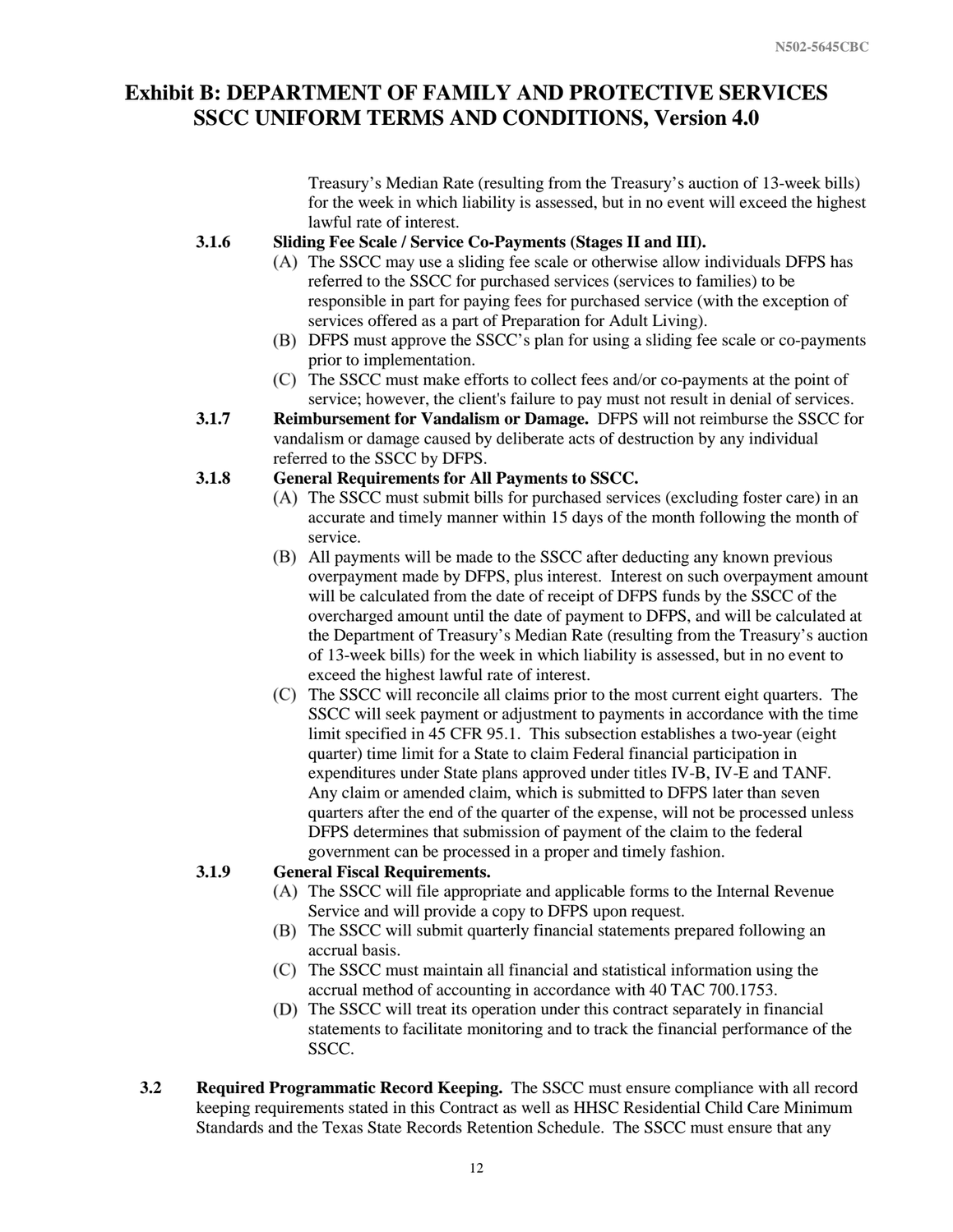Treasury's Median Rate (resulting from the Treasury's auction of 13-week bills) for the week in which liability is assessed, but in no event will exceed the highest lawful rate of interest.

**3.1.6 Sliding Fee Scale / Service Co-Payments (Stages II and III).**

(A) The SSCC may use a sliding fee scale or otherwise allow individuals DFPS has referred to the SSCC for purchased services (services to families) to be responsible in part for paying fees for purchased service (with the exception of services offered as a part of Preparation for Adult Living).

(B) DFPS must approve the SSCC's plan for using a sliding fee scale or co-payments prior to implementation.

(C) The SSCC must make efforts to collect fees and/or co-payments at the point of service; however, the client's failure to pay must not result in denial of services.

**3.1.7 Reimbursement for Vandalism or Damage.** DFPS will not reimburse the SSCC for vandalism or damage caused by deliberate acts of destruction by any individual referred to the SSCC by DFPS.

**3.1.8 General Requirements for All Payments to SSCC.**

(A) The SSCC must submit bills for purchased services (excluding foster care) in an accurate and timely manner within 15 days of the month following the month of service.

(B) All payments will be made to the SSCC after deducting any known previous overpayment made by DFPS, plus interest. Interest on such overpayment amount will be calculated from the date of receipt of DFPS funds by the SSCC of the overcharged amount until the date of payment to DFPS, and will be calculated at the Department of Treasury's Median Rate (resulting from the Treasury's auction of 13-week bills) for the week in which liability is assessed, but in no event to exceed the highest lawful rate of interest.

(C) The SSCC will reconcile all claims prior to the most current eight quarters. The SSCC will seek payment or adjustment to payments in accordance with the time limit specified in 45 CFR 95.1. This subsection establishes a two-year (eight quarter) time limit for a State to claim Federal financial participation in expenditures under State plans approved under titles IV-B, IV-E and TANF. Any claim or amended claim, which is submitted to DFPS later than seven quarters after the end of the quarter of the expense, will not be processed unless DFPS determines that submission of payment of the claim to the federal government can be processed in a proper and timely fashion.

**3.1.9 General Fiscal Requirements.**

(A) The SSCC will file appropriate and applicable forms to the Internal Revenue Service and will provide a copy to DFPS upon request.

(B) The SSCC will submit quarterly financial statements prepared following an accrual basis.

(C) The SSCC must maintain all financial and statistical information using the accrual method of accounting in accordance with 40 TAC 700.1753.

(D) The SSCC will treat its operation under this contract separately in financial statements to facilitate monitoring and to track the financial performance of the SSCC.

**3.2 Required Programmatic Record Keeping.** The SSCC must ensure compliance with all record keeping requirements stated in this Contract as well as HHSC Residential Child Care Minimum Standards and the Texas State Records Retention Schedule. The SSCC must ensure that any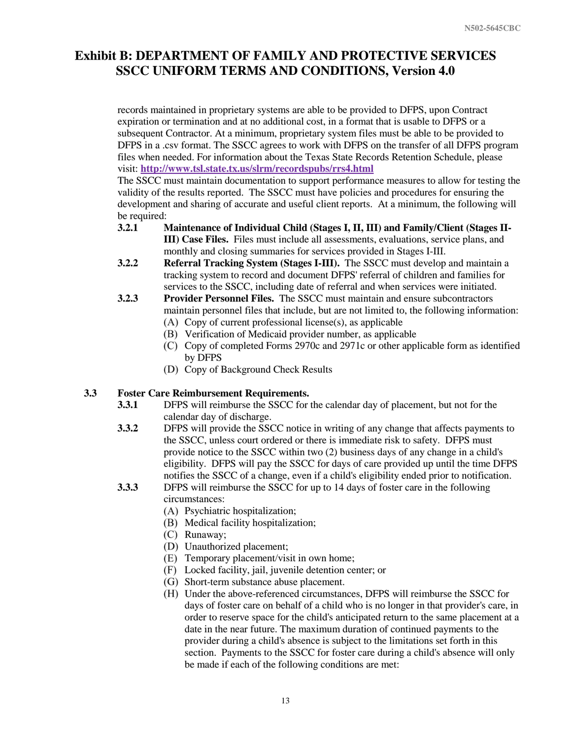# Exhibit B: DEPARTMENT OF FAMILY AND PROTECTIVE SERVICES SSCC UNIFORM TERMS AND CONDITIONS, Version 4.0

records maintained in proprietary systems are able to be provided to DFPS, upon Contract expiration or termination and at no additional cost, in a format that is usable to DFPS or a subsequent Contractor. At a minimum, proprietary system files must be able to be provided to DFPS in a .csv format. The SSCC agrees to work with DFPS on the transfer of all DFPS program files when needed. For information about the Texas State Records Retention Schedule, please visit: [http://www.tsl.state.tx.us/slrm/recordspubs/rrs4.html](http://www.tsl.state.tx.us/slrm/recordspubs/rrs4.html)

The SSCC must maintain documentation to support performance measures to allow for testing the validity of the results reported. The SSCC must have policies and procedures for ensuring the development and sharing of accurate and useful client reports. At a minimum, the following will be required:

**3.2.1** **Maintenance of Individual Child (Stages I, II, III) and Family/Client (Stages II-III) Case Files.** Files must include all assessments, evaluations, service plans, and monthly and closing summaries for services provided in Stages I-III.

**3.2.2** **Referral Tracking System (Stages I-III).** The SSCC must develop and maintain a tracking system to record and document DFPS' referral of children and families for services to the SSCC, including date of referral and when services were initiated.

**3.2.3** **Provider Personnel Files.** The SSCC must maintain and ensure subcontractors maintain personnel files that include, but are not limited to, the following information:

- (A) Copy of current professional license(s), as applicable
- (B) Verification of Medicaid provider number, as applicable
- (C) Copy of completed Forms 2970c and 2971c or other applicable form as identified by DFPS
- (D) Copy of Background Check Results

**3.3** **Foster Care Reimbursement Requirements.**

**3.3.1** DFPS will reimburse the SSCC for the calendar day of placement, but not for the calendar day of discharge.

**3.3.2** DFPS will provide the SSCC notice in writing of any change that affects payments to the SSCC, unless court ordered or there is immediate risk to safety. DFPS must provide notice to the SSCC within two (2) business days of any change in a child's eligibility. DFPS will pay the SSCC for days of care provided up until the time DFPS notifies the SSCC of a change, even if a child's eligibility ended prior to notification.

**3.3.3** DFPS will reimburse the SSCC for up to 14 days of foster care in the following circumstances:

- (A) Psychiatric hospitalization;
- (B) Medical facility hospitalization;
- (C) Runaway;
- (D) Unauthorized placement;
- (E) Temporary placement/visit in own home;
- (F) Locked facility, jail, juvenile detention center; or
- (G) Short-term substance abuse placement.
- (H) Under the above-referenced circumstances, DFPS will reimburse the SSCC for days of foster care on behalf of a child who is no longer in that provider's care, in order to reserve space for the child's anticipated return to the same placement at a date in the near future. The maximum duration of continued payments to the provider during a child's absence is subject to the limitations set forth in this section. Payments to the SSCC for foster care during a child's absence will only be made if each of the following conditions are met: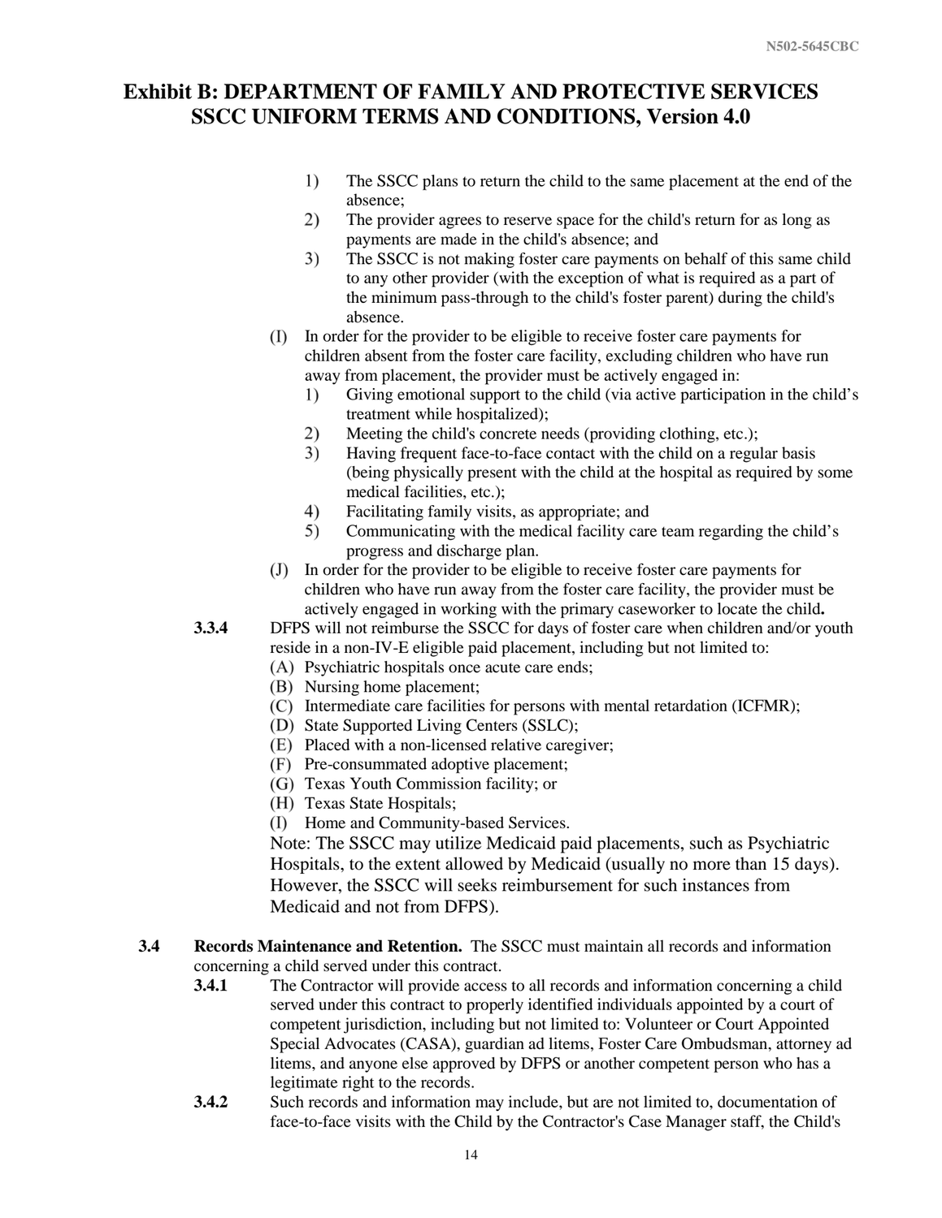# Exhibit B: DEPARTMENT OF FAMILY AND PROTECTIVE SERVICES SSCC UNIFORM TERMS AND CONDITIONS, Version 4.0

1) The SSCC plans to return the child to the same placement at the end of the absence;
2) The provider agrees to reserve space for the child's return for as long as payments are made in the child's absence; and
3) The SSCC is not making foster care payments on behalf of this same child to any other provider (with the exception of what is required as a part of the minimum pass-through to the child's foster parent) during the child's absence.

(I) In order for the provider to be eligible to receive foster care payments for children absent from the foster care facility, excluding children who have run away from placement, the provider must be actively engaged in:

1) Giving emotional support to the child (via active participation in the child's treatment while hospitalized);
2) Meeting the child's concrete needs (providing clothing, etc.);
3) Having frequent face-to-face contact with the child on a regular basis (being physically present with the child at the hospital as required by some medical facilities, etc.);
4) Facilitating family visits, as appropriate; and
5) Communicating with the medical facility care team regarding the child's progress and discharge plan.

(J) In order for the provider to be eligible to receive foster care payments for children who have run away from the foster care facility, the provider must be actively engaged in working with the primary caseworker to locate the child**.**

**3.3.4** DFPS will not reimburse the SSCC for days of foster care when children and/or youth reside in a non-IV-E eligible paid placement, including but not limited to:

(A) Psychiatric hospitals once acute care ends;
(B) Nursing home placement;
(C) Intermediate care facilities for persons with mental retardation (ICFMR);
(D) State Supported Living Centers (SSLC);
(E) Placed with a non-licensed relative caregiver;
(F) Pre-consummated adoptive placement;
(G) Texas Youth Commission facility; or
(H) Texas State Hospitals;
(I) Home and Community-based Services.

Note: The SSCC may utilize Medicaid paid placements, such as Psychiatric Hospitals, to the extent allowed by Medicaid (usually no more than 15 days). However, the SSCC will seeks reimbursement for such instances from Medicaid and not from DFPS).

**3.4 Records Maintenance and Retention.** The SSCC must maintain all records and information concerning a child served under this contract.

**3.4.1** The Contractor will provide access to all records and information concerning a child served under this contract to properly identified individuals appointed by a court of competent jurisdiction, including but not limited to: Volunteer or Court Appointed Special Advocates (CASA), guardian ad litems, Foster Care Ombudsman, attorney ad litems, and anyone else approved by DFPS or another competent person who has a legitimate right to the records.

**3.4.2** Such records and information may include, but are not limited to, documentation of face-to-face visits with the Child by the Contractor's Case Manager staff, the Child's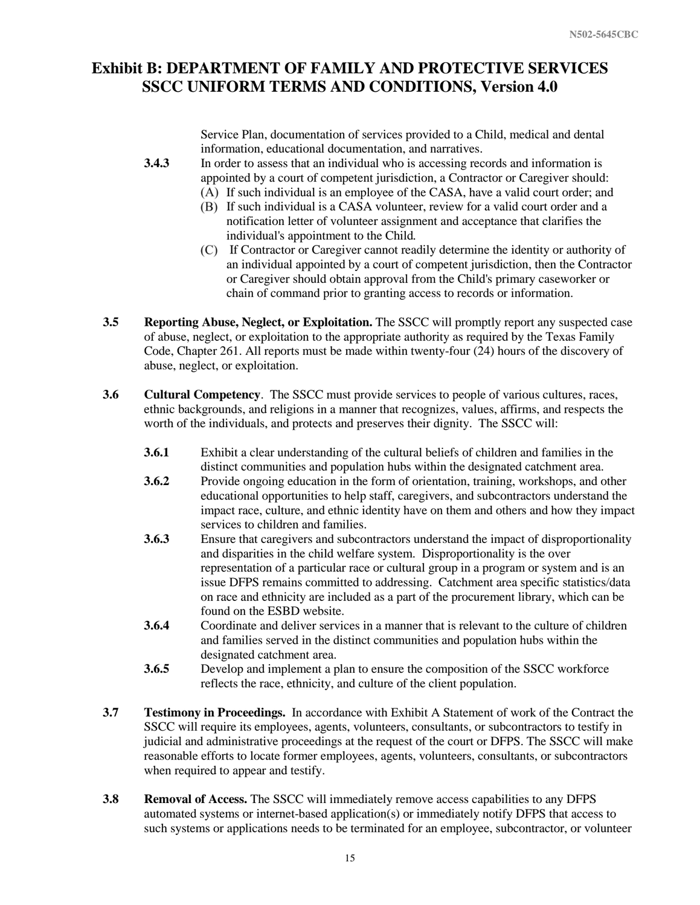# Exhibit B: DEPARTMENT OF FAMILY AND PROTECTIVE SERVICES SSCC UNIFORM TERMS AND CONDITIONS, Version 4.0

Service Plan, documentation of services provided to a Child, medical and dental information, educational documentation, and narratives.

**3.4.3** In order to assess that an individual who is accessing records and information is appointed by a court of competent jurisdiction, a Contractor or Caregiver should:

(A) If such individual is an employee of the CASA, have a valid court order; and

(B) If such individual is a CASA volunteer, review for a valid court order and a notification letter of volunteer assignment and acceptance that clarifies the individual's appointment to the Child.

(C) If Contractor or Caregiver cannot readily determine the identity or authority of an individual appointed by a court of competent jurisdiction, then the Contractor or Caregiver should obtain approval from the Child's primary caseworker or chain of command prior to granting access to records or information.

**3.5 Reporting Abuse, Neglect, or Exploitation.** The SSCC will promptly report any suspected case of abuse, neglect, or exploitation to the appropriate authority as required by the Texas Family Code, Chapter 261. All reports must be made within twenty-four (24) hours of the discovery of abuse, neglect, or exploitation.

**3.6 Cultural Competency**. The SSCC must provide services to people of various cultures, races, ethnic backgrounds, and religions in a manner that recognizes, values, affirms, and respects the worth of the individuals, and protects and preserves their dignity. The SSCC will:

**3.6.1** Exhibit a clear understanding of the cultural beliefs of children and families in the distinct communities and population hubs within the designated catchment area.

**3.6.2** Provide ongoing education in the form of orientation, training, workshops, and other educational opportunities to help staff, caregivers, and subcontractors understand the impact race, culture, and ethnic identity have on them and others and how they impact services to children and families.

**3.6.3** Ensure that caregivers and subcontractors understand the impact of disproportionality and disparities in the child welfare system. Disproportionality is the over representation of a particular race or cultural group in a program or system and is an issue DFPS remains committed to addressing. Catchment area specific statistics/data on race and ethnicity are included as a part of the procurement library, which can be found on the ESBD website.

**3.6.4** Coordinate and deliver services in a manner that is relevant to the culture of children and families served in the distinct communities and population hubs within the designated catchment area.

**3.6.5** Develop and implement a plan to ensure the composition of the SSCC workforce reflects the race, ethnicity, and culture of the client population.

**3.7 Testimony in Proceedings.** In accordance with Exhibit A Statement of work of the Contract the SSCC will require its employees, agents, volunteers, consultants, or subcontractors to testify in judicial and administrative proceedings at the request of the court or DFPS. The SSCC will make reasonable efforts to locate former employees, agents, volunteers, consultants, or subcontractors when required to appear and testify.

**3.8 Removal of Access.** The SSCC will immediately remove access capabilities to any DFPS automated systems or internet-based application(s) or immediately notify DFPS that access to such systems or applications needs to be terminated for an employee, subcontractor, or volunteer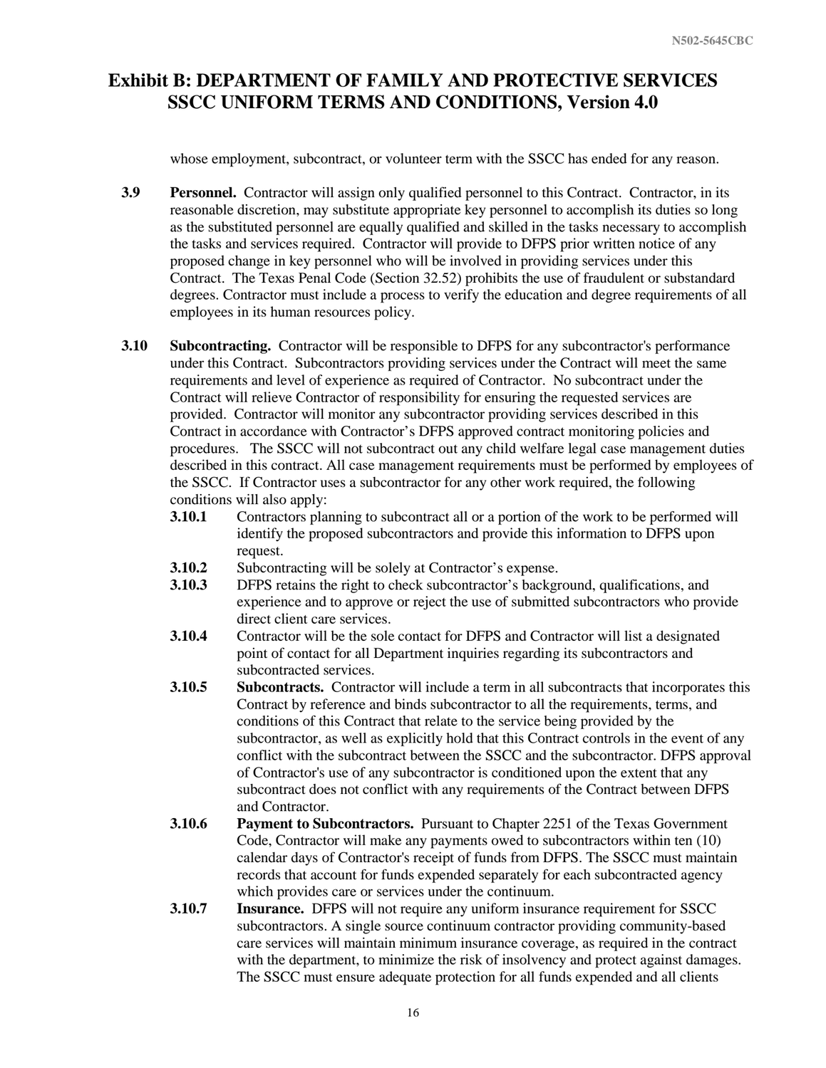whose employment, subcontract, or volunteer term with the SSCC has ended for any reason.

**3.9 Personnel.** Contractor will assign only qualified personnel to this Contract. Contractor, in its reasonable discretion, may substitute appropriate key personnel to accomplish its duties so long as the substituted personnel are equally qualified and skilled in the tasks necessary to accomplish the tasks and services required. Contractor will provide to DFPS prior written notice of any proposed change in key personnel who will be involved in providing services under this Contract. The Texas Penal Code (Section 32.52) prohibits the use of fraudulent or substandard degrees. Contractor must include a process to verify the education and degree requirements of all employees in its human resources policy.

**3.10 Subcontracting.** Contractor will be responsible to DFPS for any subcontractor's performance under this Contract. Subcontractors providing services under the Contract will meet the same requirements and level of experience as required of Contractor. No subcontract under the Contract will relieve Contractor of responsibility for ensuring the requested services are provided. Contractor will monitor any subcontractor providing services described in this Contract in accordance with Contractor's DFPS approved contract monitoring policies and procedures. The SSCC will not subcontract out any child welfare legal case management duties described in this contract. All case management requirements must be performed by employees of the SSCC. If Contractor uses a subcontractor for any other work required, the following conditions will also apply:

**3.10.1** Contractors planning to subcontract all or a portion of the work to be performed will identify the proposed subcontractors and provide this information to DFPS upon request.

**3.10.2** Subcontracting will be solely at Contractor's expense.

**3.10.3** DFPS retains the right to check subcontractor's background, qualifications, and experience and to approve or reject the use of submitted subcontractors who provide direct client care services.

**3.10.4** Contractor will be the sole contact for DFPS and Contractor will list a designated point of contact for all Department inquiries regarding its subcontractors and subcontracted services.

**3.10.5 Subcontracts.** Contractor will include a term in all subcontracts that incorporates this Contract by reference and binds subcontractor to all the requirements, terms, and conditions of this Contract that relate to the service being provided by the subcontractor, as well as explicitly hold that this Contract controls in the event of any conflict with the subcontract between the SSCC and the subcontractor. DFPS approval of Contractor's use of any subcontractor is conditioned upon the extent that any subcontract does not conflict with any requirements of the Contract between DFPS and Contractor.

**3.10.6 Payment to Subcontractors.** Pursuant to Chapter 2251 of the Texas Government Code, Contractor will make any payments owed to subcontractors within ten (10) calendar days of Contractor's receipt of funds from DFPS. The SSCC must maintain records that account for funds expended separately for each subcontracted agency which provides care or services under the continuum.

**3.10.7 Insurance.** DFPS will not require any uniform insurance requirement for SSCC subcontractors. A single source continuum contractor providing community-based care services will maintain minimum insurance coverage, as required in the contract with the department, to minimize the risk of insolvency and protect against damages. The SSCC must ensure adequate protection for all funds expended and all clients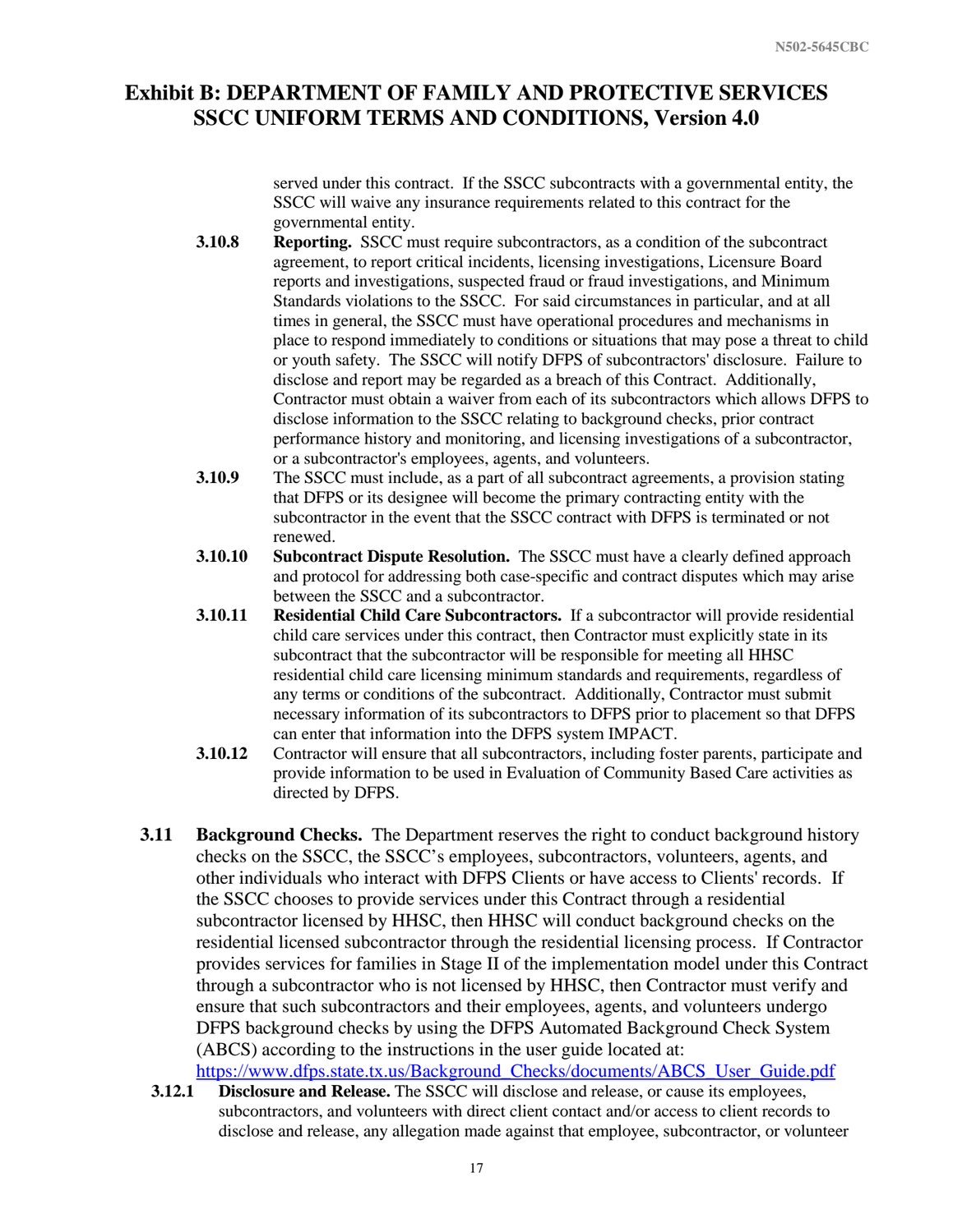served under this contract. If the SSCC subcontracts with a governmental entity, the SSCC will waive any insurance requirements related to this contract for the governmental entity.

**3.10.8** **Reporting.** SSCC must require subcontractors, as a condition of the subcontract agreement, to report critical incidents, licensing investigations, Licensure Board reports and investigations, suspected fraud or fraud investigations, and Minimum Standards violations to the SSCC. For said circumstances in particular, and at all times in general, the SSCC must have operational procedures and mechanisms in place to respond immediately to conditions or situations that may pose a threat to child or youth safety. The SSCC will notify DFPS of subcontractors' disclosure. Failure to disclose and report may be regarded as a breach of this Contract. Additionally, Contractor must obtain a waiver from each of its subcontractors which allows DFPS to disclose information to the SSCC relating to background checks, prior contract performance history and monitoring, and licensing investigations of a subcontractor, or a subcontractor's employees, agents, and volunteers.

**3.10.9** The SSCC must include, as a part of all subcontract agreements, a provision stating that DFPS or its designee will become the primary contracting entity with the subcontractor in the event that the SSCC contract with DFPS is terminated or not renewed.

**3.10.10** **Subcontract Dispute Resolution.** The SSCC must have a clearly defined approach and protocol for addressing both case-specific and contract disputes which may arise between the SSCC and a subcontractor.

**3.10.11** **Residential Child Care Subcontractors.** If a subcontractor will provide residential child care services under this contract, then Contractor must explicitly state in its subcontract that the subcontractor will be responsible for meeting all HHSC residential child care licensing minimum standards and requirements, regardless of any terms or conditions of the subcontract. Additionally, Contractor must submit necessary information of its subcontractors to DFPS prior to placement so that DFPS can enter that information into the DFPS system IMPACT.

**3.10.12** Contractor will ensure that all subcontractors, including foster parents, participate and provide information to be used in Evaluation of Community Based Care activities as directed by DFPS.

**3.11** **Background Checks.** The Department reserves the right to conduct background history checks on the SSCC, the SSCC's employees, subcontractors, volunteers, agents, and other individuals who interact with DFPS Clients or have access to Clients' records. If the SSCC chooses to provide services under this Contract through a residential subcontractor licensed by HHSC, then HHSC will conduct background checks on the residential licensed subcontractor through the residential licensing process. If Contractor provides services for families in Stage II of the implementation model under this Contract through a subcontractor who is not licensed by HHSC, then Contractor must verify and ensure that such subcontractors and their employees, agents, and volunteers undergo DFPS background checks by using the DFPS Automated Background Check System (ABCS) according to the instructions in the user guide located at: https://www.dfps.state.tx.us/Background_Checks/documents/ABCS_User_Guide.pdf

**3.12.1** **Disclosure and Release.** The SSCC will disclose and release, or cause its employees, subcontractors, and volunteers with direct client contact and/or access to client records to disclose and release, any allegation made against that employee, subcontractor, or volunteer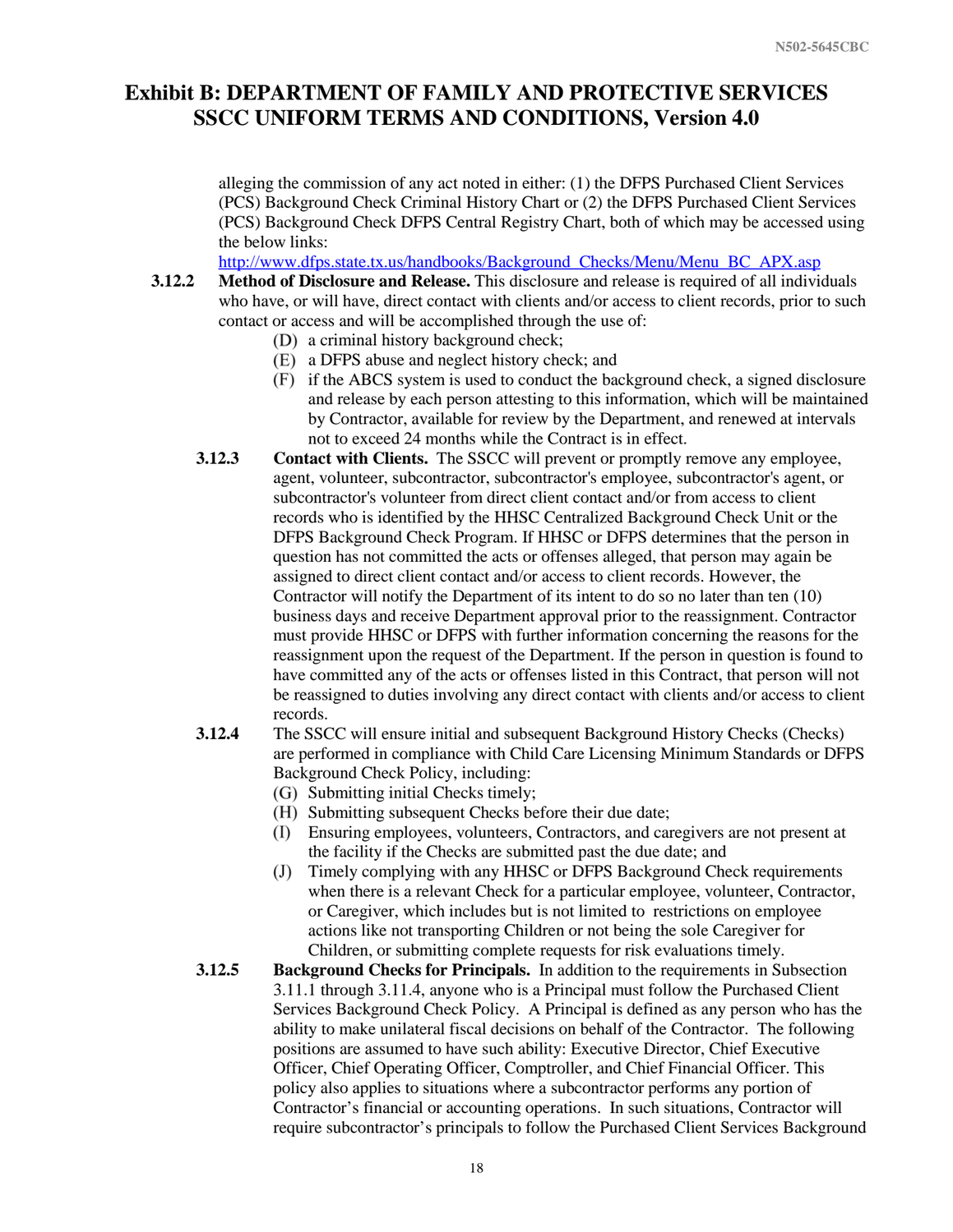alleging the commission of any act noted in either: (1) the DFPS Purchased Client Services (PCS) Background Check Criminal History Chart or (2) the DFPS Purchased Client Services (PCS) Background Check DFPS Central Registry Chart, both of which may be accessed using the below links:
http://www.dfps.state.tx.us/handbooks/Background_Checks/Menu/Menu_BC_APX.asp

**3.12.2 Method of Disclosure and Release.** This disclosure and release is required of all individuals who have, or will have, direct contact with clients and/or access to client records, prior to such contact or access and will be accomplished through the use of:

(D) a criminal history background check;
(E) a DFPS abuse and neglect history check; and
(F) if the ABCS system is used to conduct the background check, a signed disclosure and release by each person attesting to this information, which will be maintained by Contractor, available for review by the Department, and renewed at intervals not to exceed 24 months while the Contract is in effect.

**3.12.3 Contact with Clients.** The SSCC will prevent or promptly remove any employee, agent, volunteer, subcontractor, subcontractor's employee, subcontractor's agent, or subcontractor's volunteer from direct client contact and/or from access to client records who is identified by the HHSC Centralized Background Check Unit or the DFPS Background Check Program. If HHSC or DFPS determines that the person in question has not committed the acts or offenses alleged, that person may again be assigned to direct client contact and/or access to client records. However, the Contractor will notify the Department of its intent to do so no later than ten (10) business days and receive Department approval prior to the reassignment. Contractor must provide HHSC or DFPS with further information concerning the reasons for the reassignment upon the request of the Department. If the person in question is found to have committed any of the acts or offenses listed in this Contract, that person will not be reassigned to duties involving any direct contact with clients and/or access to client records.

**3.12.4** The SSCC will ensure initial and subsequent Background History Checks (Checks) are performed in compliance with Child Care Licensing Minimum Standards or DFPS Background Check Policy, including:

(G) Submitting initial Checks timely;
(H) Submitting subsequent Checks before their due date;
(I) Ensuring employees, volunteers, Contractors, and caregivers are not present at the facility if the Checks are submitted past the due date; and
(J) Timely complying with any HHSC or DFPS Background Check requirements when there is a relevant Check for a particular employee, volunteer, Contractor, or Caregiver, which includes but is not limited to restrictions on employee actions like not transporting Children or not being the sole Caregiver for Children, or submitting complete requests for risk evaluations timely.

**3.12.5 Background Checks for Principals.** In addition to the requirements in Subsection 3.11.1 through 3.11.4, anyone who is a Principal must follow the Purchased Client Services Background Check Policy. A Principal is defined as any person who has the ability to make unilateral fiscal decisions on behalf of the Contractor. The following positions are assumed to have such ability: Executive Director, Chief Executive Officer, Chief Operating Officer, Comptroller, and Chief Financial Officer. This policy also applies to situations where a subcontractor performs any portion of Contractor's financial or accounting operations. In such situations, Contractor will require subcontractor's principals to follow the Purchased Client Services Background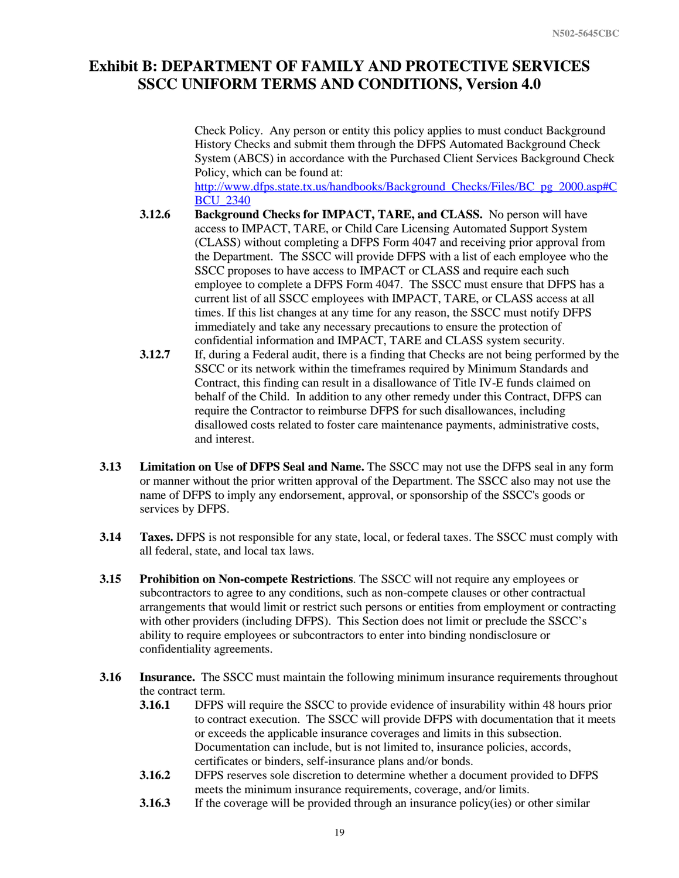Check Policy. Any person or entity this policy applies to must conduct Background History Checks and submit them through the DFPS Automated Background Check System (ABCS) in accordance with the Purchased Client Services Background Check Policy, which can be found at: http://www.dfps.state.tx.us/handbooks/Background_Checks/Files/BC_pg_2000.asp#CBCU_2340

**3.12.6** **Background Checks for IMPACT, TARE, and CLASS.** No person will have access to IMPACT, TARE, or Child Care Licensing Automated Support System (CLASS) without completing a DFPS Form 4047 and receiving prior approval from the Department. The SSCC will provide DFPS with a list of each employee who the SSCC proposes to have access to IMPACT or CLASS and require each such employee to complete a DFPS Form 4047. The SSCC must ensure that DFPS has a current list of all SSCC employees with IMPACT, TARE, or CLASS access at all times. If this list changes at any time for any reason, the SSCC must notify DFPS immediately and take any necessary precautions to ensure the protection of confidential information and IMPACT, TARE and CLASS system security.

**3.12.7** If, during a Federal audit, there is a finding that Checks are not being performed by the SSCC or its network within the timeframes required by Minimum Standards and Contract, this finding can result in a disallowance of Title IV-E funds claimed on behalf of the Child. In addition to any other remedy under this Contract, DFPS can require the Contractor to reimburse DFPS for such disallowances, including disallowed costs related to foster care maintenance payments, administrative costs, and interest.

**3.13** **Limitation on Use of DFPS Seal and Name.** The SSCC may not use the DFPS seal in any form or manner without the prior written approval of the Department. The SSCC also may not use the name of DFPS to imply any endorsement, approval, or sponsorship of the SSCC's goods or services by DFPS.

**3.14** **Taxes.** DFPS is not responsible for any state, local, or federal taxes. The SSCC must comply with all federal, state, and local tax laws.

**3.15** **Prohibition on Non-compete Restrictions**. The SSCC will not require any employees or subcontractors to agree to any conditions, such as non-compete clauses or other contractual arrangements that would limit or restrict such persons or entities from employment or contracting with other providers (including DFPS). This Section does not limit or preclude the SSCC's ability to require employees or subcontractors to enter into binding nondisclosure or confidentiality agreements.

**3.16** **Insurance.** The SSCC must maintain the following minimum insurance requirements throughout the contract term.

**3.16.1** DFPS will require the SSCC to provide evidence of insurability within 48 hours prior to contract execution. The SSCC will provide DFPS with documentation that it meets or exceeds the applicable insurance coverages and limits in this subsection. Documentation can include, but is not limited to, insurance policies, accords, certificates or binders, self-insurance plans and/or bonds.

**3.16.2** DFPS reserves sole discretion to determine whether a document provided to DFPS meets the minimum insurance requirements, coverage, and/or limits.

**3.16.3** If the coverage will be provided through an insurance policy(ies) or other similar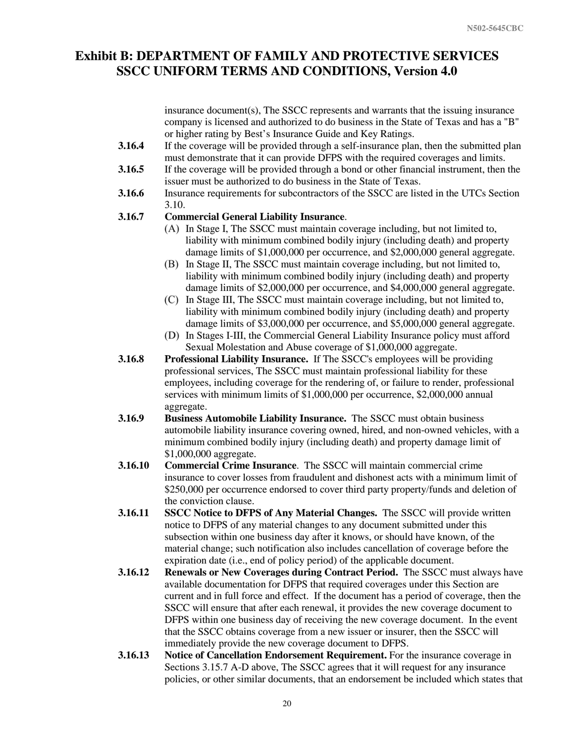insurance document(s), The SSCC represents and warrants that the issuing insurance company is licensed and authorized to do business in the State of Texas and has a "B" or higher rating by Best's Insurance Guide and Key Ratings.

**3.16.4** If the coverage will be provided through a self-insurance plan, then the submitted plan must demonstrate that it can provide DFPS with the required coverages and limits.

**3.16.5** If the coverage will be provided through a bond or other financial instrument, then the issuer must be authorized to do business in the State of Texas.

**3.16.6** Insurance requirements for subcontractors of the SSCC are listed in the UTCs Section 3.10.

**3.16.7** **Commercial General Liability Insurance**.

(A) In Stage I, The SSCC must maintain coverage including, but not limited to, liability with minimum combined bodily injury (including death) and property damage limits of $1,000,000 per occurrence, and $2,000,000 general aggregate.

(B) In Stage II, The SSCC must maintain coverage including, but not limited to, liability with minimum combined bodily injury (including death) and property damage limits of $2,000,000 per occurrence, and $4,000,000 general aggregate.

(C) In Stage III, The SSCC must maintain coverage including, but not limited to, liability with minimum combined bodily injury (including death) and property damage limits of $3,000,000 per occurrence, and $5,000,000 general aggregate.

(D) In Stages I-III, the Commercial General Liability Insurance policy must afford Sexual Molestation and Abuse coverage of $1,000,000 aggregate.

**3.16.8** **Professional Liability Insurance.** If The SSCC's employees will be providing professional services, The SSCC must maintain professional liability for these employees, including coverage for the rendering of, or failure to render, professional services with minimum limits of $1,000,000 per occurrence, $2,000,000 annual aggregate.

**3.16.9** **Business Automobile Liability Insurance.** The SSCC must obtain business automobile liability insurance covering owned, hired, and non-owned vehicles, with a minimum combined bodily injury (including death) and property damage limit of $1,000,000 aggregate.

**3.16.10** **Commercial Crime Insurance**. The SSCC will maintain commercial crime insurance to cover losses from fraudulent and dishonest acts with a minimum limit of $250,000 per occurrence endorsed to cover third party property/funds and deletion of the conviction clause.

**3.16.11** **SSCC Notice to DFPS of Any Material Changes.** The SSCC will provide written notice to DFPS of any material changes to any document submitted under this subsection within one business day after it knows, or should have known, of the material change; such notification also includes cancellation of coverage before the expiration date (i.e., end of policy period) of the applicable document.

**3.16.12** **Renewals or New Coverages during Contract Period.** The SSCC must always have available documentation for DFPS that required coverages under this Section are current and in full force and effect. If the document has a period of coverage, then the SSCC will ensure that after each renewal, it provides the new coverage document to DFPS within one business day of receiving the new coverage document. In the event that the SSCC obtains coverage from a new issuer or insurer, then the SSCC will immediately provide the new coverage document to DFPS.

**3.16.13** **Notice of Cancellation Endorsement Requirement.** For the insurance coverage in Sections 3.15.7 A-D above, The SSCC agrees that it will request for any insurance policies, or other similar documents, that an endorsement be included which states that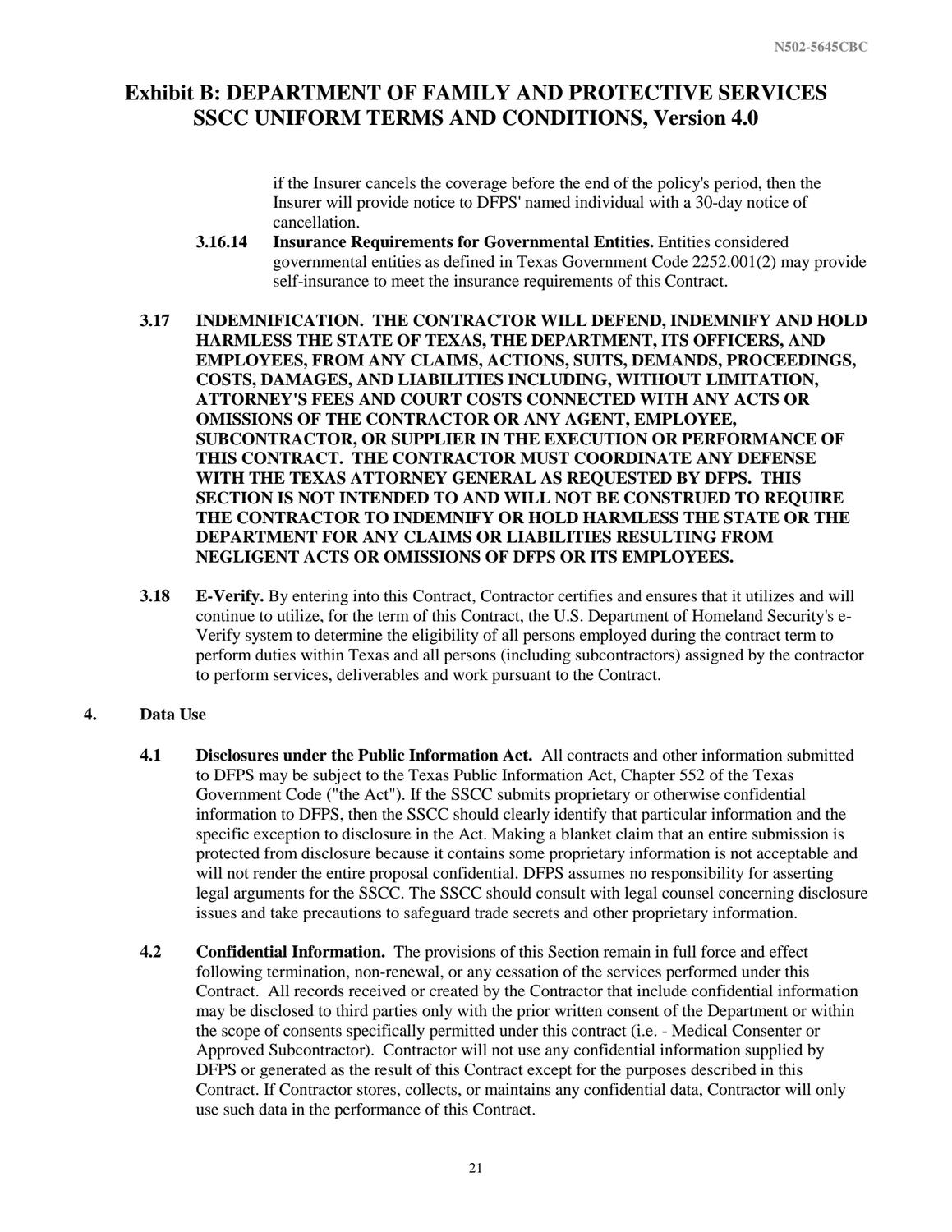if the Insurer cancels the coverage before the end of the policy's period, then the Insurer will provide notice to DFPS' named individual with a 30-day notice of cancellation.

**3.16.14 Insurance Requirements for Governmental Entities.** Entities considered governmental entities as defined in Texas Government Code 2252.001(2) may provide self-insurance to meet the insurance requirements of this Contract.

**3.17 INDEMNIFICATION. THE CONTRACTOR WILL DEFEND, INDEMNIFY AND HOLD HARMLESS THE STATE OF TEXAS, THE DEPARTMENT, ITS OFFICERS, AND EMPLOYEES, FROM ANY CLAIMS, ACTIONS, SUITS, DEMANDS, PROCEEDINGS, COSTS, DAMAGES, AND LIABILITIES INCLUDING, WITHOUT LIMITATION, ATTORNEY'S FEES AND COURT COSTS CONNECTED WITH ANY ACTS OR OMISSIONS OF THE CONTRACTOR OR ANY AGENT, EMPLOYEE, SUBCONTRACTOR, OR SUPPLIER IN THE EXECUTION OR PERFORMANCE OF THIS CONTRACT. THE CONTRACTOR MUST COORDINATE ANY DEFENSE WITH THE TEXAS ATTORNEY GENERAL AS REQUESTED BY DFPS. THIS SECTION IS NOT INTENDED TO AND WILL NOT BE CONSTRUED TO REQUIRE THE CONTRACTOR TO INDEMNIFY OR HOLD HARMLESS THE STATE OR THE DEPARTMENT FOR ANY CLAIMS OR LIABILITIES RESULTING FROM NEGLIGENT ACTS OR OMISSIONS OF DFPS OR ITS EMPLOYEES.**

**3.18 E-Verify.** By entering into this Contract, Contractor certifies and ensures that it utilizes and will continue to utilize, for the term of this Contract, the U.S. Department of Homeland Security's e-Verify system to determine the eligibility of all persons employed during the contract term to perform duties within Texas and all persons (including subcontractors) assigned by the contractor to perform services, deliverables and work pursuant to the Contract.

## 4. Data Use

**4.1 Disclosures under the Public Information Act.** All contracts and other information submitted to DFPS may be subject to the Texas Public Information Act, Chapter 552 of the Texas Government Code ("the Act"). If the SSCC submits proprietary or otherwise confidential information to DFPS, then the SSCC should clearly identify that particular information and the specific exception to disclosure in the Act. Making a blanket claim that an entire submission is protected from disclosure because it contains some proprietary information is not acceptable and will not render the entire proposal confidential. DFPS assumes no responsibility for asserting legal arguments for the SSCC. The SSCC should consult with legal counsel concerning disclosure issues and take precautions to safeguard trade secrets and other proprietary information.

**4.2 Confidential Information.** The provisions of this Section remain in full force and effect following termination, non-renewal, or any cessation of the services performed under this Contract. All records received or created by the Contractor that include confidential information may be disclosed to third parties only with the prior written consent of the Department or within the scope of consents specifically permitted under this contract (i.e. - Medical Consenter or Approved Subcontractor). Contractor will not use any confidential information supplied by DFPS or generated as the result of this Contract except for the purposes described in this Contract. If Contractor stores, collects, or maintains any confidential data, Contractor will only use such data in the performance of this Contract.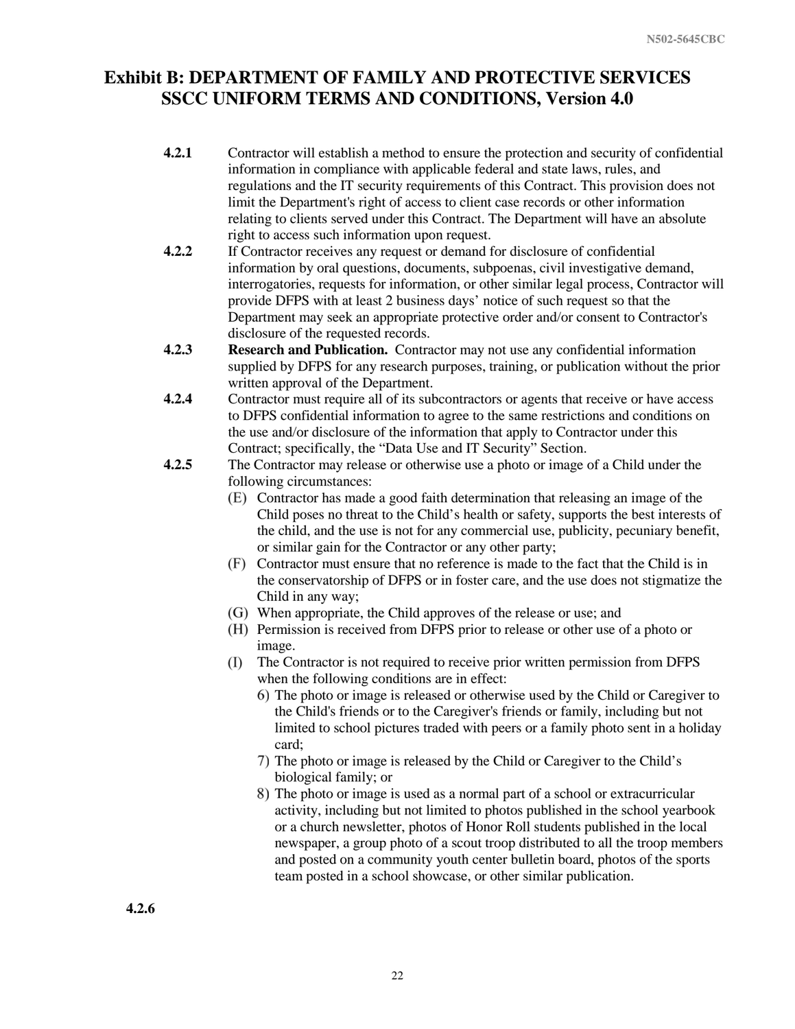# Exhibit B: DEPARTMENT OF FAMILY AND PROTECTIVE SERVICES SSCC UNIFORM TERMS AND CONDITIONS, Version 4.0

**4.2.1** Contractor will establish a method to ensure the protection and security of confidential information in compliance with applicable federal and state laws, rules, and regulations and the IT security requirements of this Contract. This provision does not limit the Department's right of access to client case records or other information relating to clients served under this Contract. The Department will have an absolute right to access such information upon request.

**4.2.2** If Contractor receives any request or demand for disclosure of confidential information by oral questions, documents, subpoenas, civil investigative demand, interrogatories, requests for information, or other similar legal process, Contractor will provide DFPS with at least 2 business days' notice of such request so that the Department may seek an appropriate protective order and/or consent to Contractor's disclosure of the requested records.

**4.2.3** **Research and Publication.** Contractor may not use any confidential information supplied by DFPS for any research purposes, training, or publication without the prior written approval of the Department.

**4.2.4** Contractor must require all of its subcontractors or agents that receive or have access to DFPS confidential information to agree to the same restrictions and conditions on the use and/or disclosure of the information that apply to Contractor under this Contract; specifically, the "Data Use and IT Security" Section.

**4.2.5** The Contractor may release or otherwise use a photo or image of a Child under the following circumstances:

(E) Contractor has made a good faith determination that releasing an image of the Child poses no threat to the Child's health or safety, supports the best interests of the child, and the use is not for any commercial use, publicity, pecuniary benefit, or similar gain for the Contractor or any other party;

(F) Contractor must ensure that no reference is made to the fact that the Child is in the conservatorship of DFPS or in foster care, and the use does not stigmatize the Child in any way;

(G) When appropriate, the Child approves of the release or use; and

(H) Permission is received from DFPS prior to release or other use of a photo or image.

(I) The Contractor is not required to receive prior written permission from DFPS when the following conditions are in effect:

6) The photo or image is released or otherwise used by the Child or Caregiver to the Child's friends or to the Caregiver's friends or family, including but not limited to school pictures traded with peers or a family photo sent in a holiday card;

7) The photo or image is released by the Child or Caregiver to the Child's biological family; or

8) The photo or image is used as a normal part of a school or extracurricular activity, including but not limited to photos published in the school yearbook or a church newsletter, photos of Honor Roll students published in the local newspaper, a group photo of a scout troop distributed to all the troop members and posted on a community youth center bulletin board, photos of the sports team posted in a school showcase, or other similar publication.

**4.2.6**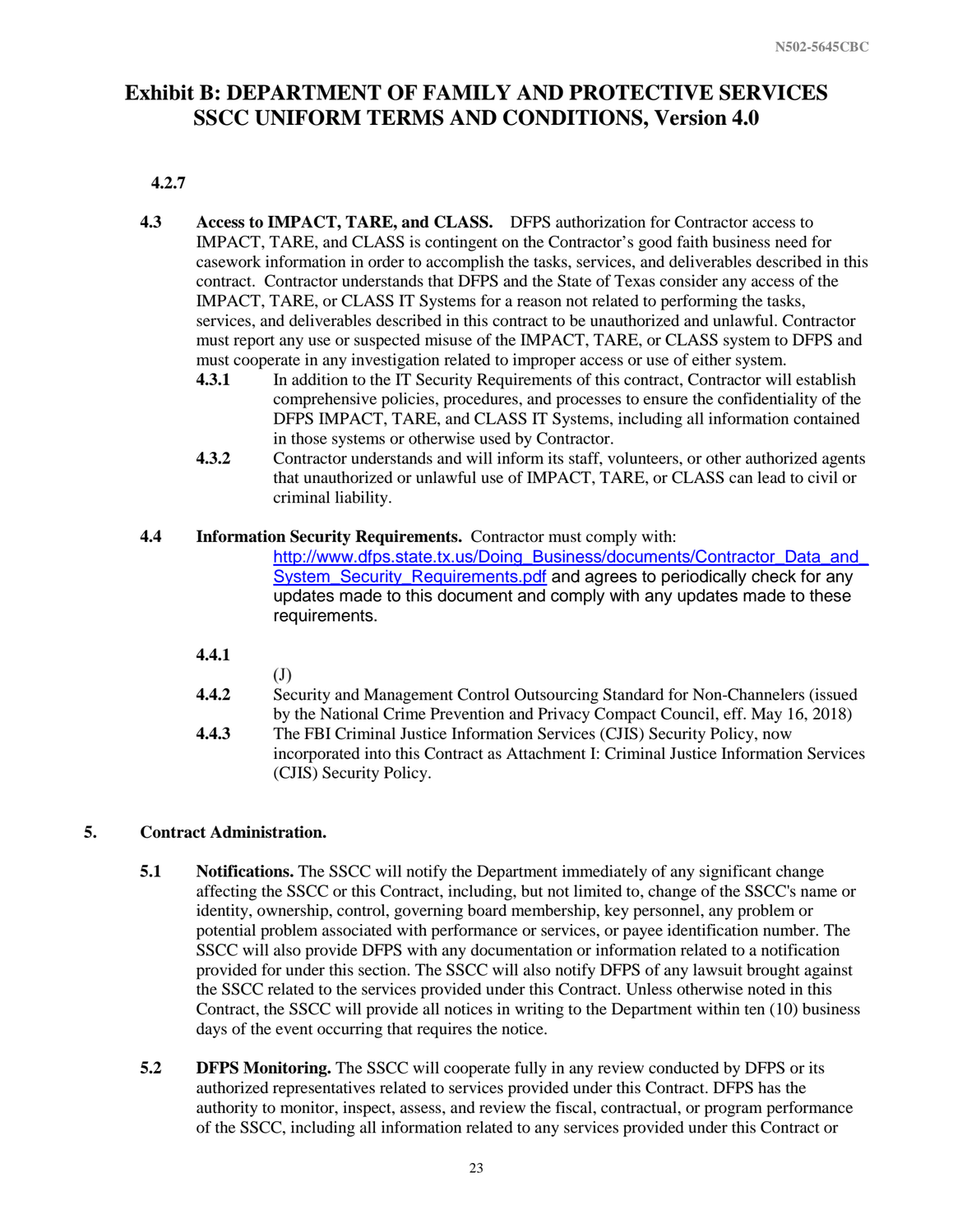# Exhibit B: DEPARTMENT OF FAMILY AND PROTECTIVE SERVICES SSCC UNIFORM TERMS AND CONDITIONS, Version 4.0

**4.2.7**

**4.3 Access to IMPACT, TARE, and CLASS.** DFPS authorization for Contractor access to IMPACT, TARE, and CLASS is contingent on the Contractor's good faith business need for casework information in order to accomplish the tasks, services, and deliverables described in this contract. Contractor understands that DFPS and the State of Texas consider any access of the IMPACT, TARE, or CLASS IT Systems for a reason not related to performing the tasks, services, and deliverables described in this contract to be unauthorized and unlawful. Contractor must report any use or suspected misuse of the IMPACT, TARE, or CLASS system to DFPS and must cooperate in any investigation related to improper access or use of either system.

**4.3.1** In addition to the IT Security Requirements of this contract, Contractor will establish comprehensive policies, procedures, and processes to ensure the confidentiality of the DFPS IMPACT, TARE, and CLASS IT Systems, including all information contained in those systems or otherwise used by Contractor.

**4.3.2** Contractor understands and will inform its staff, volunteers, or other authorized agents that unauthorized or unlawful use of IMPACT, TARE, or CLASS can lead to civil or criminal liability.

**4.4 Information Security Requirements.** Contractor must comply with: http://www.dfps.state.tx.us/Doing_Business/documents/Contractor_Data_and_System_Security_Requirements.pdf and agrees to periodically check for any updates made to this document and comply with any updates made to these requirements.

**4.4.1**

(J)

**4.4.2** Security and Management Control Outsourcing Standard for Non-Channelers (issued by the National Crime Prevention and Privacy Compact Council, eff. May 16, 2018)

**4.4.3** The FBI Criminal Justice Information Services (CJIS) Security Policy, now incorporated into this Contract as Attachment I: Criminal Justice Information Services (CJIS) Security Policy.

## 5. Contract Administration.

**5.1 Notifications.** The SSCC will notify the Department immediately of any significant change affecting the SSCC or this Contract, including, but not limited to, change of the SSCC's name or identity, ownership, control, governing board membership, key personnel, any problem or potential problem associated with performance or services, or payee identification number. The SSCC will also provide DFPS with any documentation or information related to a notification provided for under this section. The SSCC will also notify DFPS of any lawsuit brought against the SSCC related to the services provided under this Contract. Unless otherwise noted in this Contract, the SSCC will provide all notices in writing to the Department within ten (10) business days of the event occurring that requires the notice.

**5.2 DFPS Monitoring.** The SSCC will cooperate fully in any review conducted by DFPS or its authorized representatives related to services provided under this Contract. DFPS has the authority to monitor, inspect, assess, and review the fiscal, contractual, or program performance of the SSCC, including all information related to any services provided under this Contract or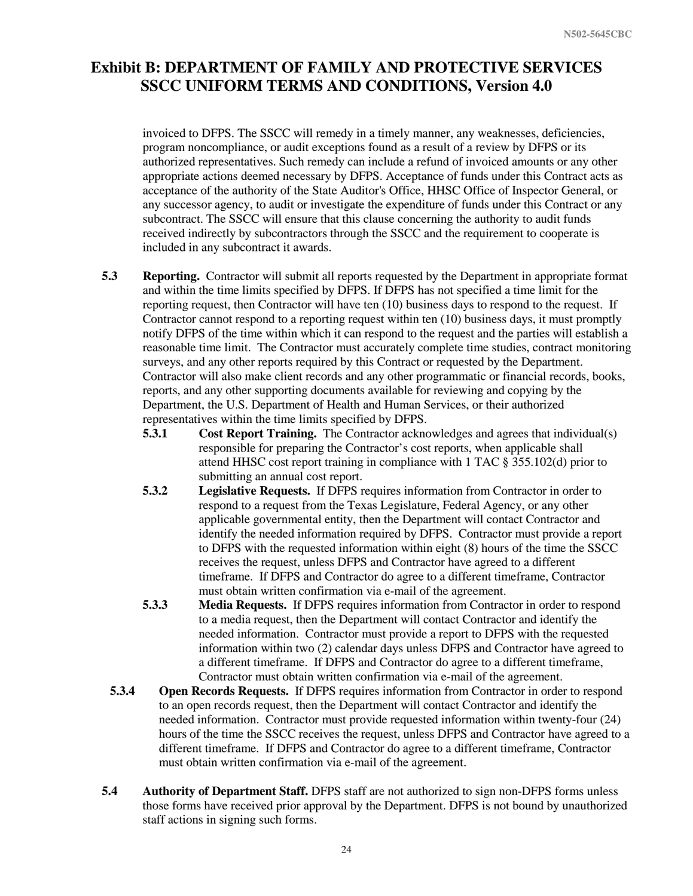invoiced to DFPS. The SSCC will remedy in a timely manner, any weaknesses, deficiencies, program noncompliance, or audit exceptions found as a result of a review by DFPS or its authorized representatives. Such remedy can include a refund of invoiced amounts or any other appropriate actions deemed necessary by DFPS. Acceptance of funds under this Contract acts as acceptance of the authority of the State Auditor's Office, HHSC Office of Inspector General, or any successor agency, to audit or investigate the expenditure of funds under this Contract or any subcontract. The SSCC will ensure that this clause concerning the authority to audit funds received indirectly by subcontractors through the SSCC and the requirement to cooperate is included in any subcontract it awards.

**5.3 Reporting.** Contractor will submit all reports requested by the Department in appropriate format and within the time limits specified by DFPS. If DFPS has not specified a time limit for the reporting request, then Contractor will have ten (10) business days to respond to the request. If Contractor cannot respond to a reporting request within ten (10) business days, it must promptly notify DFPS of the time within which it can respond to the request and the parties will establish a reasonable time limit. The Contractor must accurately complete time studies, contract monitoring surveys, and any other reports required by this Contract or requested by the Department. Contractor will also make client records and any other programmatic or financial records, books, reports, and any other supporting documents available for reviewing and copying by the Department, the U.S. Department of Health and Human Services, or their authorized representatives within the time limits specified by DFPS.

**5.3.1 Cost Report Training.** The Contractor acknowledges and agrees that individual(s) responsible for preparing the Contractor's cost reports, when applicable shall attend HHSC cost report training in compliance with 1 TAC § 355.102(d) prior to submitting an annual cost report.

**5.3.2 Legislative Requests.** If DFPS requires information from Contractor in order to respond to a request from the Texas Legislature, Federal Agency, or any other applicable governmental entity, then the Department will contact Contractor and identify the needed information required by DFPS. Contractor must provide a report to DFPS with the requested information within eight (8) hours of the time the SSCC receives the request, unless DFPS and Contractor have agreed to a different timeframe. If DFPS and Contractor do agree to a different timeframe, Contractor must obtain written confirmation via e-mail of the agreement.

**5.3.3 Media Requests.** If DFPS requires information from Contractor in order to respond to a media request, then the Department will contact Contractor and identify the needed information. Contractor must provide a report to DFPS with the requested information within two (2) calendar days unless DFPS and Contractor have agreed to a different timeframe. If DFPS and Contractor do agree to a different timeframe, Contractor must obtain written confirmation via e-mail of the agreement.

**5.3.4 Open Records Requests.** If DFPS requires information from Contractor in order to respond to an open records request, then the Department will contact Contractor and identify the needed information. Contractor must provide requested information within twenty-four (24) hours of the time the SSCC receives the request, unless DFPS and Contractor have agreed to a different timeframe. If DFPS and Contractor do agree to a different timeframe, Contractor must obtain written confirmation via e-mail of the agreement.

**5.4 Authority of Department Staff.** DFPS staff are not authorized to sign non-DFPS forms unless those forms have received prior approval by the Department. DFPS is not bound by unauthorized staff actions in signing such forms.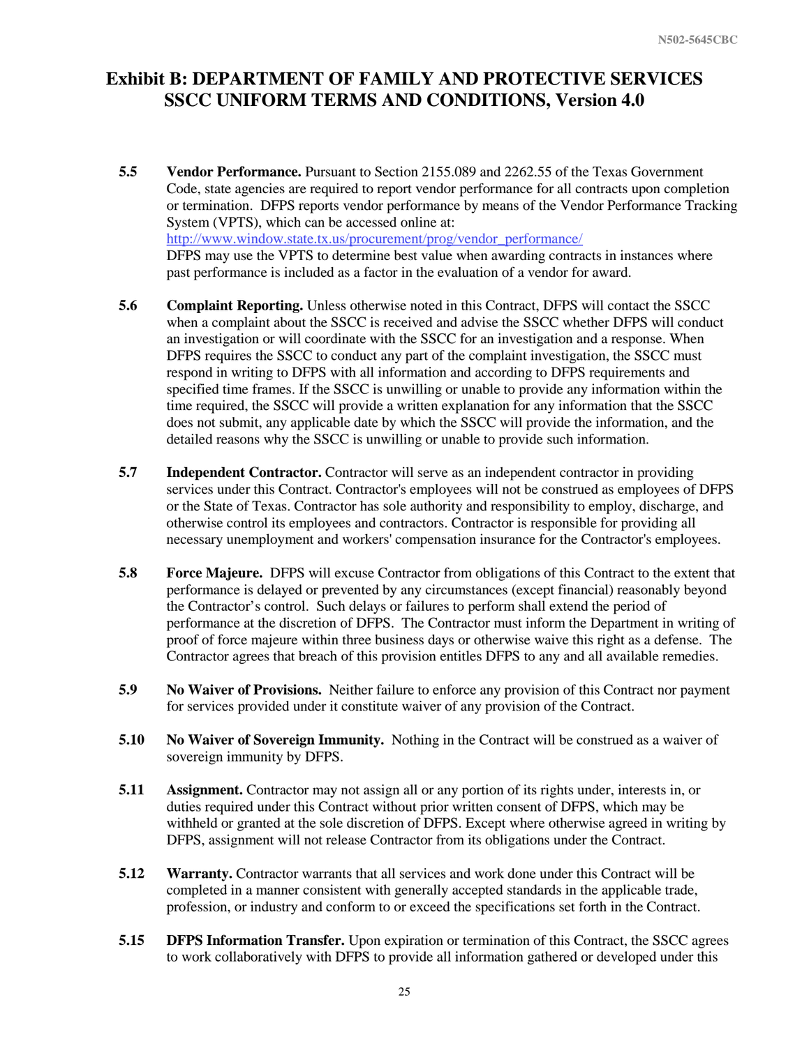# Exhibit B: DEPARTMENT OF FAMILY AND PROTECTIVE SERVICES SSCC UNIFORM TERMS AND CONDITIONS, Version 4.0

5.5 **Vendor Performance.** Pursuant to Section 2155.089 and 2262.55 of the Texas Government Code, state agencies are required to report vendor performance for all contracts upon completion or termination. DFPS reports vendor performance by means of the Vendor Performance Tracking System (VPTS), which can be accessed online at: [http://www.window.state.tx.us/procurement/prog/vendor_performance/](http://www.window.state.tx.us/procurement/prog/vendor_performance/) DFPS may use the VPTS to determine best value when awarding contracts in instances where past performance is included as a factor in the evaluation of a vendor for award.

5.6 **Complaint Reporting.** Unless otherwise noted in this Contract, DFPS will contact the SSCC when a complaint about the SSCC is received and advise the SSCC whether DFPS will conduct an investigation or will coordinate with the SSCC for an investigation and a response. When DFPS requires the SSCC to conduct any part of the complaint investigation, the SSCC must respond in writing to DFPS with all information and according to DFPS requirements and specified time frames. If the SSCC is unwilling or unable to provide any information within the time required, the SSCC will provide a written explanation for any information that the SSCC does not submit, any applicable date by which the SSCC will provide the information, and the detailed reasons why the SSCC is unwilling or unable to provide such information.

5.7 **Independent Contractor.** Contractor will serve as an independent contractor in providing services under this Contract. Contractor's employees will not be construed as employees of DFPS or the State of Texas. Contractor has sole authority and responsibility to employ, discharge, and otherwise control its employees and contractors. Contractor is responsible for providing all necessary unemployment and workers' compensation insurance for the Contractor's employees.

5.8 **Force Majeure.** DFPS will excuse Contractor from obligations of this Contract to the extent that performance is delayed or prevented by any circumstances (except financial) reasonably beyond the Contractor's control. Such delays or failures to perform shall extend the period of performance at the discretion of DFPS. The Contractor must inform the Department in writing of proof of force majeure within three business days or otherwise waive this right as a defense. The Contractor agrees that breach of this provision entitles DFPS to any and all available remedies.

5.9 **No Waiver of Provisions.** Neither failure to enforce any provision of this Contract nor payment for services provided under it constitute waiver of any provision of the Contract.

5.10 **No Waiver of Sovereign Immunity.** Nothing in the Contract will be construed as a waiver of sovereign immunity by DFPS.

5.11 **Assignment.** Contractor may not assign all or any portion of its rights under, interests in, or duties required under this Contract without prior written consent of DFPS, which may be withheld or granted at the sole discretion of DFPS. Except where otherwise agreed in writing by DFPS, assignment will not release Contractor from its obligations under the Contract.

5.12 **Warranty.** Contractor warrants that all services and work done under this Contract will be completed in a manner consistent with generally accepted standards in the applicable trade, profession, or industry and conform to or exceed the specifications set forth in the Contract.

5.15 **DFPS Information Transfer.** Upon expiration or termination of this Contract, the SSCC agrees to work collaboratively with DFPS to provide all information gathered or developed under this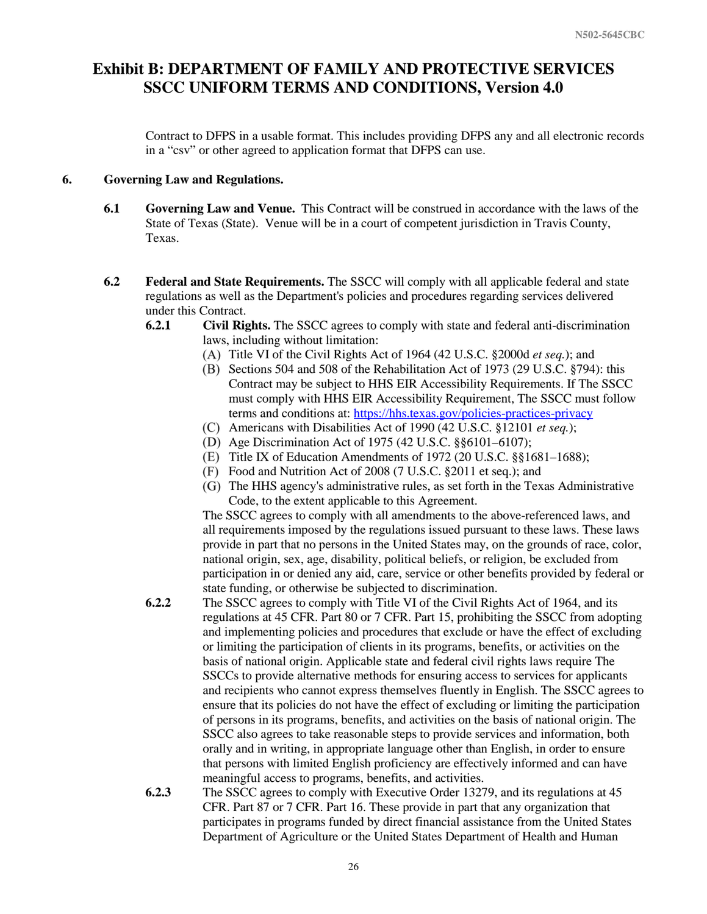Contract to DFPS in a usable format. This includes providing DFPS any and all electronic records in a "csv" or other agreed to application format that DFPS can use.

## 6. Governing Law and Regulations.

**6.1 Governing Law and Venue.** This Contract will be construed in accordance with the laws of the State of Texas (State). Venue will be in a court of competent jurisdiction in Travis County, Texas.

**6.2 Federal and State Requirements.** The SSCC will comply with all applicable federal and state regulations as well as the Department's policies and procedures regarding services delivered under this Contract.

**6.2.1 Civil Rights.** The SSCC agrees to comply with state and federal anti-discrimination laws, including without limitation:

(A) Title VI of the Civil Rights Act of 1964 (42 U.S.C. §2000d *et seq.*); and
(B) Sections 504 and 508 of the Rehabilitation Act of 1973 (29 U.S.C. §794): this Contract may be subject to HHS EIR Accessibility Requirements. If The SSCC must comply with HHS EIR Accessibility Requirement, The SSCC must follow terms and conditions at: https://hhs.texas.gov/policies-practices-privacy
(C) Americans with Disabilities Act of 1990 (42 U.S.C. §12101 *et seq.*);
(D) Age Discrimination Act of 1975 (42 U.S.C. §§6101–6107);
(E) Title IX of Education Amendments of 1972 (20 U.S.C. §§1681–1688);
(F) Food and Nutrition Act of 2008 (7 U.S.C. §2011 et seq.); and
(G) The HHS agency's administrative rules, as set forth in the Texas Administrative Code, to the extent applicable to this Agreement.

The SSCC agrees to comply with all amendments to the above-referenced laws, and all requirements imposed by the regulations issued pursuant to these laws. These laws provide in part that no persons in the United States may, on the grounds of race, color, national origin, sex, age, disability, political beliefs, or religion, be excluded from participation in or denied any aid, care, service or other benefits provided by federal or state funding, or otherwise be subjected to discrimination.

**6.2.2** The SSCC agrees to comply with Title VI of the Civil Rights Act of 1964, and its regulations at 45 CFR. Part 80 or 7 CFR. Part 15, prohibiting the SSCC from adopting and implementing policies and procedures that exclude or have the effect of excluding or limiting the participation of clients in its programs, benefits, or activities on the basis of national origin. Applicable state and federal civil rights laws require The SSCCs to provide alternative methods for ensuring access to services for applicants and recipients who cannot express themselves fluently in English. The SSCC agrees to ensure that its policies do not have the effect of excluding or limiting the participation of persons in its programs, benefits, and activities on the basis of national origin. The SSCC also agrees to take reasonable steps to provide services and information, both orally and in writing, in appropriate language other than English, in order to ensure that persons with limited English proficiency are effectively informed and can have meaningful access to programs, benefits, and activities.

**6.2.3** The SSCC agrees to comply with Executive Order 13279, and its regulations at 45 CFR. Part 87 or 7 CFR. Part 16. These provide in part that any organization that participates in programs funded by direct financial assistance from the United States Department of Agriculture or the United States Department of Health and Human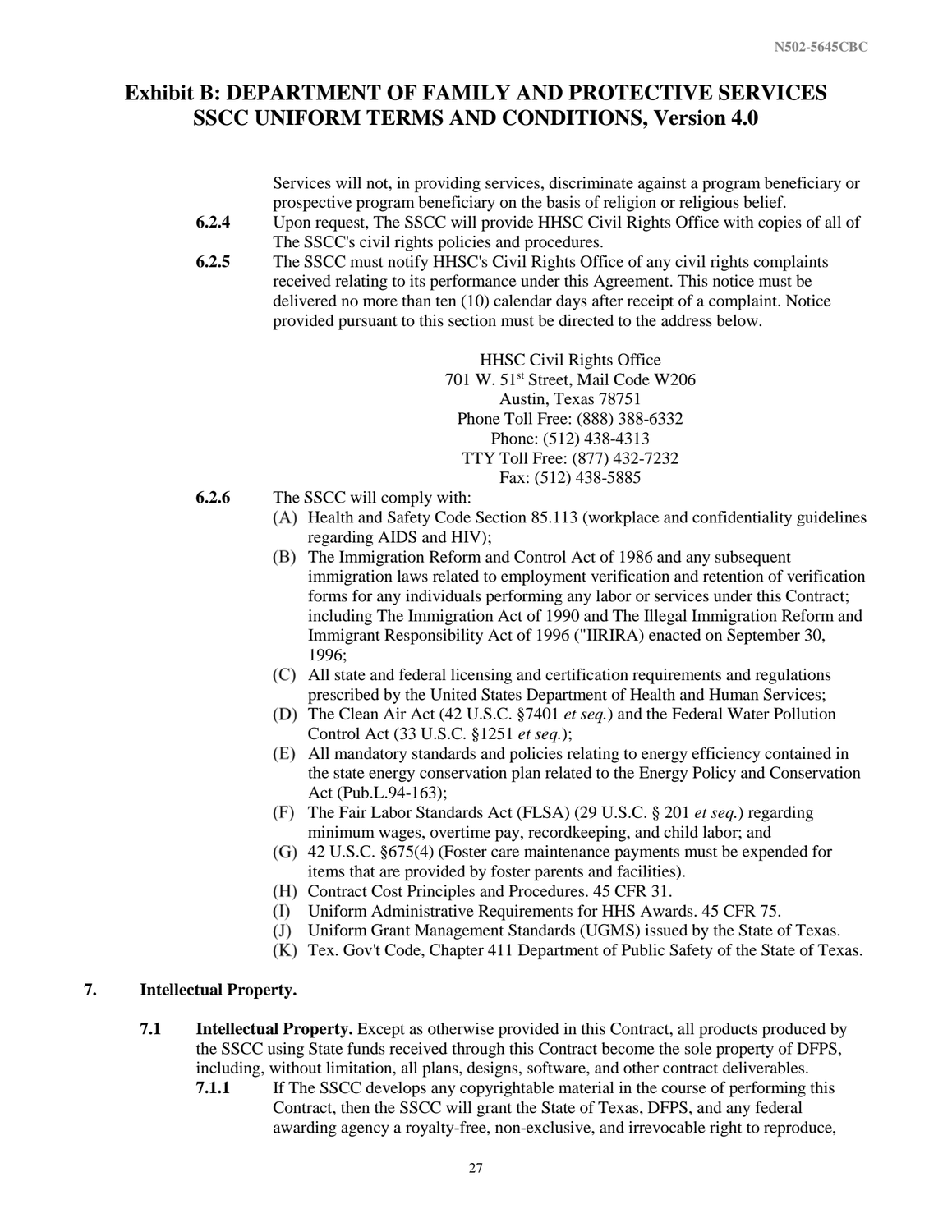# Exhibit B: DEPARTMENT OF FAMILY AND PROTECTIVE SERVICES SSCC UNIFORM TERMS AND CONDITIONS, Version 4.0

Services will not, in providing services, discriminate against a program beneficiary or prospective program beneficiary on the basis of religion or religious belief.

**6.2.4** Upon request, The SSCC will provide HHSC Civil Rights Office with copies of all of The SSCC's civil rights policies and procedures.

**6.2.5** The SSCC must notify HHSC's Civil Rights Office of any civil rights complaints received relating to its performance under this Agreement. This notice must be delivered no more than ten (10) calendar days after receipt of a complaint. Notice provided pursuant to this section must be directed to the address below.

HHSC Civil Rights Office
701 W. 51st Street, Mail Code W206
Austin, Texas 78751
Phone Toll Free: (888) 388-6332
Phone: (512) 438-4313
TTY Toll Free: (877) 432-7232
Fax: (512) 438-5885

**6.2.6** The SSCC will comply with:

(A) Health and Safety Code Section 85.113 (workplace and confidentiality guidelines regarding AIDS and HIV);
(B) The Immigration Reform and Control Act of 1986 and any subsequent immigration laws related to employment verification and retention of verification forms for any individuals performing any labor or services under this Contract; including The Immigration Act of 1990 and The Illegal Immigration Reform and Immigrant Responsibility Act of 1996 ("IIRIRA) enacted on September 30, 1996;
(C) All state and federal licensing and certification requirements and regulations prescribed by the United States Department of Health and Human Services;
(D) The Clean Air Act (42 U.S.C. §7401 *et seq.*) and the Federal Water Pollution Control Act (33 U.S.C. §1251 *et seq.*);
(E) All mandatory standards and policies relating to energy efficiency contained in the state energy conservation plan related to the Energy Policy and Conservation Act (Pub.L.94-163);
(F) The Fair Labor Standards Act (FLSA) (29 U.S.C. § 201 *et seq.*) regarding minimum wages, overtime pay, recordkeeping, and child labor; and
(G) 42 U.S.C. §675(4) (Foster care maintenance payments must be expended for items that are provided by foster parents and facilities).
(H) Contract Cost Principles and Procedures. 45 CFR 31.
(I) Uniform Administrative Requirements for HHS Awards. 45 CFR 75.
(J) Uniform Grant Management Standards (UGMS) issued by the State of Texas.
(K) Tex. Gov't Code, Chapter 411 Department of Public Safety of the State of Texas.

## 7. Intellectual Property.

**7.1 Intellectual Property.** Except as otherwise provided in this Contract, all products produced by the SSCC using State funds received through this Contract become the sole property of DFPS, including, without limitation, all plans, designs, software, and other contract deliverables.

**7.1.1** If The SSCC develops any copyrightable material in the course of performing this Contract, then the SSCC will grant the State of Texas, DFPS, and any federal awarding agency a royalty-free, non-exclusive, and irrevocable right to reproduce,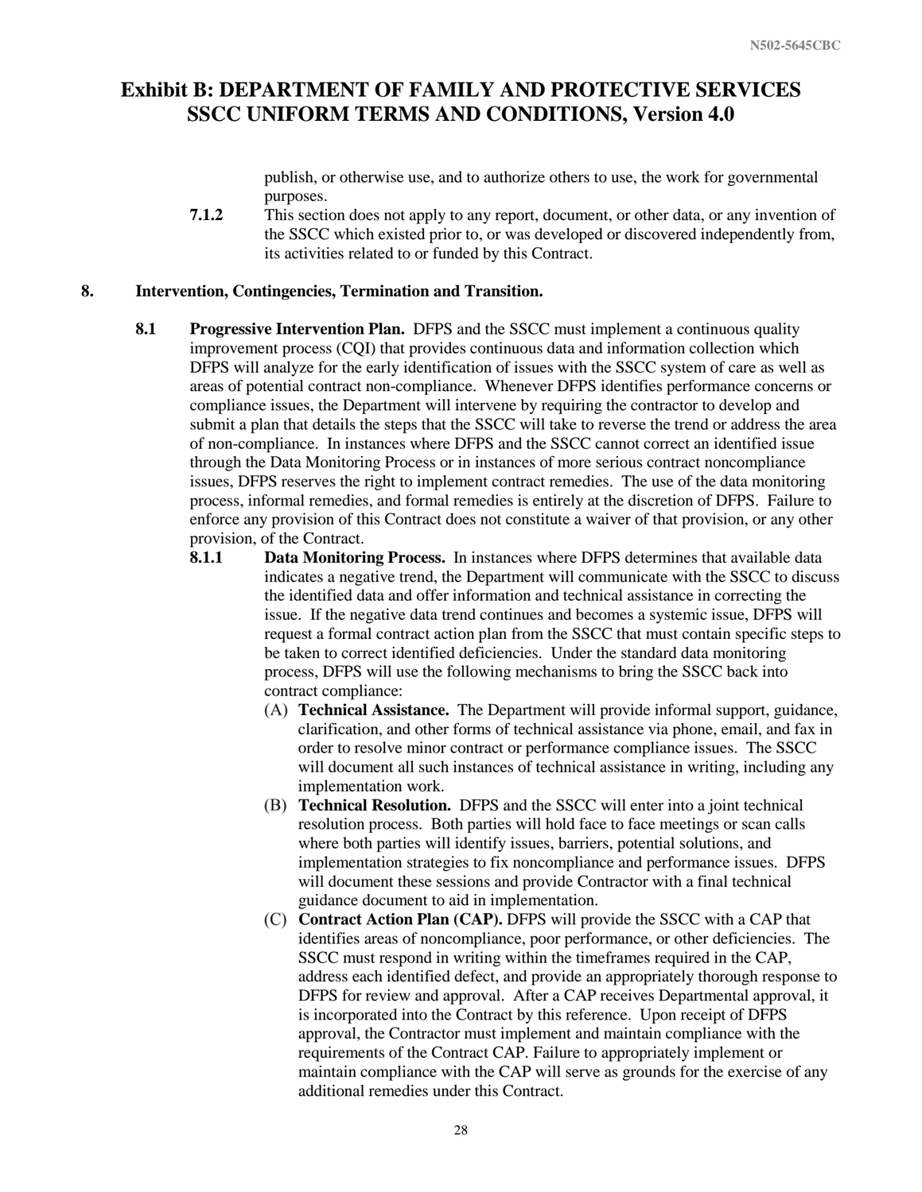publish, or otherwise use, and to authorize others to use, the work for governmental purposes.

**7.1.2** This section does not apply to any report, document, or other data, or any invention of the SSCC which existed prior to, or was developed or discovered independently from, its activities related to or funded by this Contract.

## 8. Intervention, Contingencies, Termination and Transition.

**8.1 Progressive Intervention Plan.** DFPS and the SSCC must implement a continuous quality improvement process (CQI) that provides continuous data and information collection which DFPS will analyze for the early identification of issues with the SSCC system of care as well as areas of potential contract non-compliance. Whenever DFPS identifies performance concerns or compliance issues, the Department will intervene by requiring the contractor to develop and submit a plan that details the steps that the SSCC will take to reverse the trend or address the area of non-compliance. In instances where DFPS and the SSCC cannot correct an identified issue through the Data Monitoring Process or in instances of more serious contract noncompliance issues, DFPS reserves the right to implement contract remedies. The use of the data monitoring process, informal remedies, and formal remedies is entirely at the discretion of DFPS. Failure to enforce any provision of this Contract does not constitute a waiver of that provision, or any other provision, of the Contract.

**8.1.1 Data Monitoring Process.** In instances where DFPS determines that available data indicates a negative trend, the Department will communicate with the SSCC to discuss the identified data and offer information and technical assistance in correcting the issue. If the negative data trend continues and becomes a systemic issue, DFPS will request a formal contract action plan from the SSCC that must contain specific steps to be taken to correct identified deficiencies. Under the standard data monitoring process, DFPS will use the following mechanisms to bring the SSCC back into contract compliance:

(A) **Technical Assistance.** The Department will provide informal support, guidance, clarification, and other forms of technical assistance via phone, email, and fax in order to resolve minor contract or performance compliance issues. The SSCC will document all such instances of technical assistance in writing, including any implementation work.

(B) **Technical Resolution.** DFPS and the SSCC will enter into a joint technical resolution process. Both parties will hold face to face meetings or scan calls where both parties will identify issues, barriers, potential solutions, and implementation strategies to fix noncompliance and performance issues. DFPS will document these sessions and provide Contractor with a final technical guidance document to aid in implementation.

(C) **Contract Action Plan (CAP).** DFPS will provide the SSCC with a CAP that identifies areas of noncompliance, poor performance, or other deficiencies. The SSCC must respond in writing within the timeframes required in the CAP, address each identified defect, and provide an appropriately thorough response to DFPS for review and approval. After a CAP receives Departmental approval, it is incorporated into the Contract by this reference. Upon receipt of DFPS approval, the Contractor must implement and maintain compliance with the requirements of the Contract CAP. Failure to appropriately implement or maintain compliance with the CAP will serve as grounds for the exercise of any additional remedies under this Contract.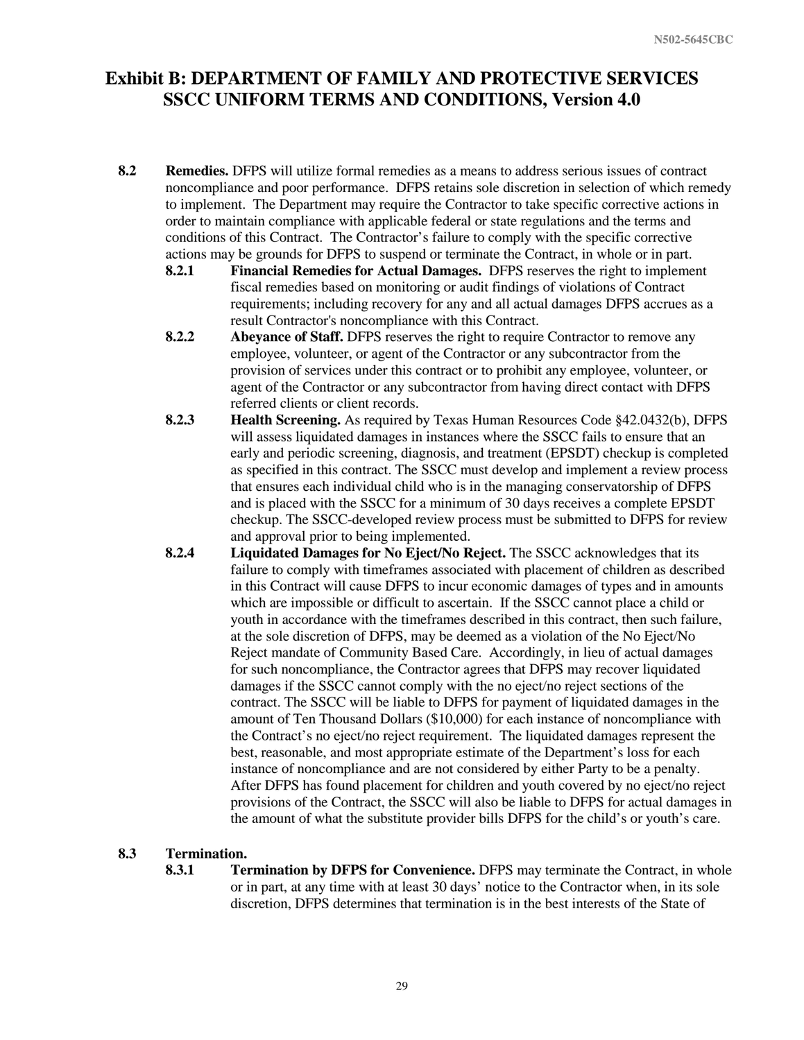# Exhibit B: DEPARTMENT OF FAMILY AND PROTECTIVE SERVICES SSCC UNIFORM TERMS AND CONDITIONS, Version 4.0

**8.2 Remedies.** DFPS will utilize formal remedies as a means to address serious issues of contract noncompliance and poor performance. DFPS retains sole discretion in selection of which remedy to implement. The Department may require the Contractor to take specific corrective actions in order to maintain compliance with applicable federal or state regulations and the terms and conditions of this Contract. The Contractor's failure to comply with the specific corrective actions may be grounds for DFPS to suspend or terminate the Contract, in whole or in part.

**8.2.1 Financial Remedies for Actual Damages.** DFPS reserves the right to implement fiscal remedies based on monitoring or audit findings of violations of Contract requirements; including recovery for any and all actual damages DFPS accrues as a result Contractor's noncompliance with this Contract.

**8.2.2 Abeyance of Staff.** DFPS reserves the right to require Contractor to remove any employee, volunteer, or agent of the Contractor or any subcontractor from the provision of services under this contract or to prohibit any employee, volunteer, or agent of the Contractor or any subcontractor from having direct contact with DFPS referred clients or client records.

**8.2.3 Health Screening.** As required by Texas Human Resources Code §42.0432(b), DFPS will assess liquidated damages in instances where the SSCC fails to ensure that an early and periodic screening, diagnosis, and treatment (EPSDT) checkup is completed as specified in this contract. The SSCC must develop and implement a review process that ensures each individual child who is in the managing conservatorship of DFPS and is placed with the SSCC for a minimum of 30 days receives a complete EPSDT checkup. The SSCC-developed review process must be submitted to DFPS for review and approval prior to being implemented.

**8.2.4 Liquidated Damages for No Eject/No Reject.** The SSCC acknowledges that its failure to comply with timeframes associated with placement of children as described in this Contract will cause DFPS to incur economic damages of types and in amounts which are impossible or difficult to ascertain. If the SSCC cannot place a child or youth in accordance with the timeframes described in this contract, then such failure, at the sole discretion of DFPS, may be deemed as a violation of the No Eject/No Reject mandate of Community Based Care. Accordingly, in lieu of actual damages for such noncompliance, the Contractor agrees that DFPS may recover liquidated damages if the SSCC cannot comply with the no eject/no reject sections of the contract. The SSCC will be liable to DFPS for payment of liquidated damages in the amount of Ten Thousand Dollars ($10,000) for each instance of noncompliance with the Contract's no eject/no reject requirement. The liquidated damages represent the best, reasonable, and most appropriate estimate of the Department's loss for each instance of noncompliance and are not considered by either Party to be a penalty. After DFPS has found placement for children and youth covered by no eject/no reject provisions of the Contract, the SSCC will also be liable to DFPS for actual damages in the amount of what the substitute provider bills DFPS for the child's or youth's care.

**8.3 Termination.**

**8.3.1 Termination by DFPS for Convenience.** DFPS may terminate the Contract, in whole or in part, at any time with at least 30 days' notice to the Contractor when, in its sole discretion, DFPS determines that termination is in the best interests of the State of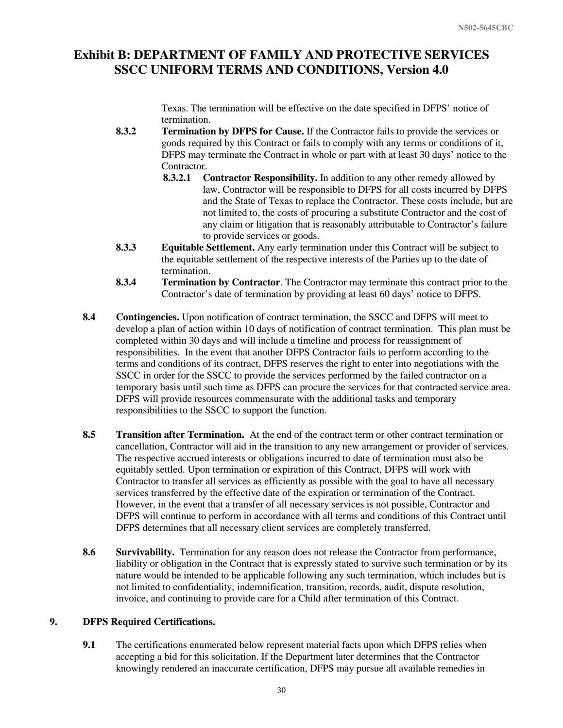Texas. The termination will be effective on the date specified in DFPS' notice of termination.

**8.3.2 Termination by DFPS for Cause.** If the Contractor fails to provide the services or goods required by this Contract or fails to comply with any terms or conditions of it, DFPS may terminate the Contract in whole or part with at least 30 days' notice to the Contractor.

**8.3.2.1 Contractor Responsibility.** In addition to any other remedy allowed by law, Contractor will be responsible to DFPS for all costs incurred by DFPS and the State of Texas to replace the Contractor. These costs include, but are not limited to, the costs of procuring a substitute Contractor and the cost of any claim or litigation that is reasonably attributable to Contractor's failure to provide services or goods.

**8.3.3 Equitable Settlement.** Any early termination under this Contract will be subject to the equitable settlement of the respective interests of the Parties up to the date of termination.

**8.3.4 Termination by Contractor**. The Contractor may terminate this contract prior to the Contractor's date of termination by providing at least 60 days' notice to DFPS.

**8.4 Contingencies.** Upon notification of contract termination, the SSCC and DFPS will meet to develop a plan of action within 10 days of notification of contract termination. This plan must be completed within 30 days and will include a timeline and process for reassignment of responsibilities. In the event that another DFPS Contractor fails to perform according to the terms and conditions of its contract, DFPS reserves the right to enter into negotiations with the SSCC in order for the SSCC to provide the services performed by the failed contractor on a temporary basis until such time as DFPS can procure the services for that contracted service area. DFPS will provide resources commensurate with the additional tasks and temporary responsibilities to the SSCC to support the function.

**8.5 Transition after Termination.** At the end of the contract term or other contract termination or cancellation, Contractor will aid in the transition to any new arrangement or provider of services. The respective accrued interests or obligations incurred to date of termination must also be equitably settled. Upon termination or expiration of this Contract, DFPS will work with Contractor to transfer all services as efficiently as possible with the goal to have all necessary services transferred by the effective date of the expiration or termination of the Contract. However, in the event that a transfer of all necessary services is not possible, Contractor and DFPS will continue to perform in accordance with all terms and conditions of this Contract until DFPS determines that all necessary client services are completely transferred.

**8.6 Survivability.** Termination for any reason does not release the Contractor from performance, liability or obligation in the Contract that is expressly stated to survive such termination or by its nature would be intended to be applicable following any such termination, which includes but is not limited to confidentiality, indemnification, transition, records, audit, dispute resolution, invoice, and continuing to provide care for a Child after termination of this Contract.

## 9. DFPS Required Certifications.

**9.1** The certifications enumerated below represent material facts upon which DFPS relies when accepting a bid for this solicitation. If the Department later determines that the Contractor knowingly rendered an inaccurate certification, DFPS may pursue all available remedies in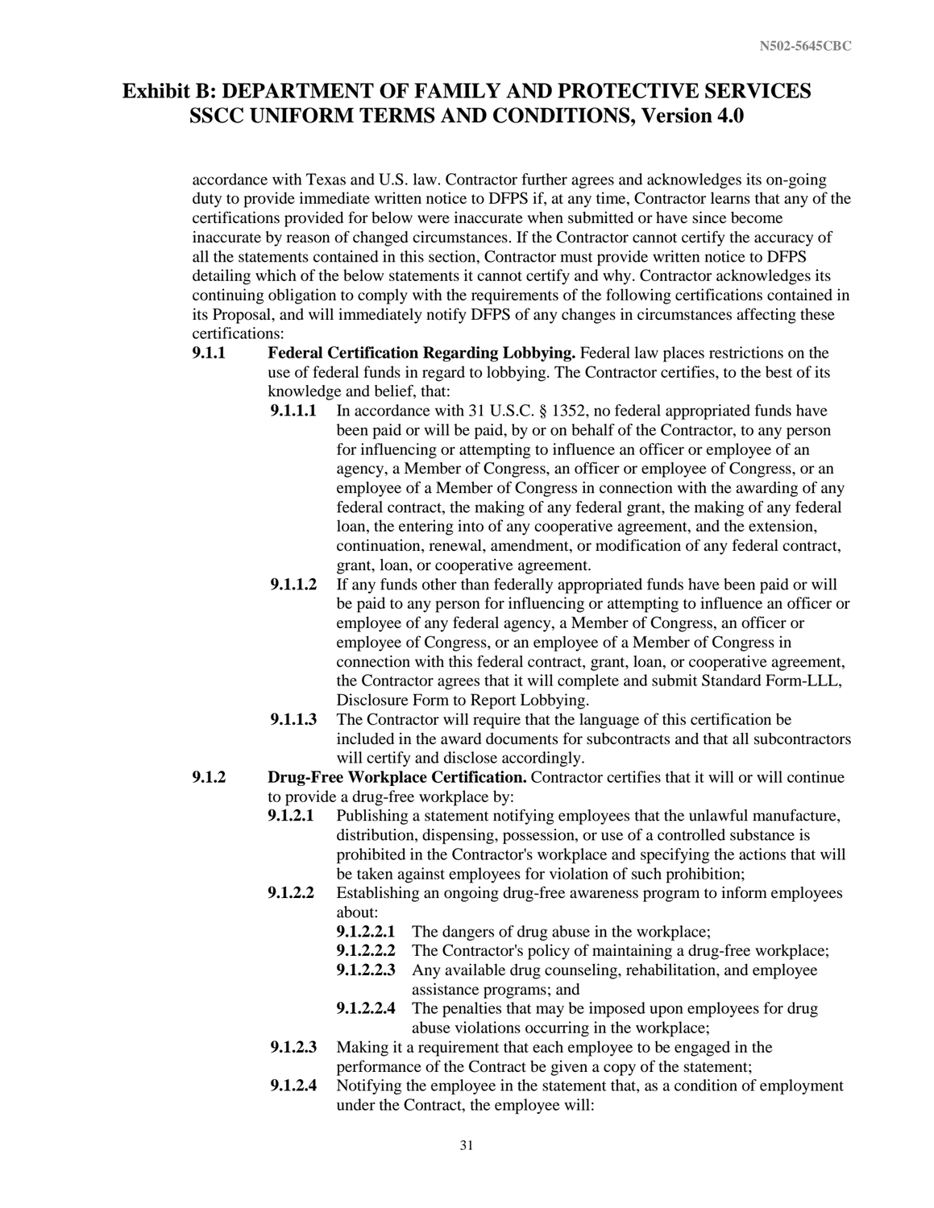accordance with Texas and U.S. law. Contractor further agrees and acknowledges its on-going duty to provide immediate written notice to DFPS if, at any time, Contractor learns that any of the certifications provided for below were inaccurate when submitted or have since become inaccurate by reason of changed circumstances. If the Contractor cannot certify the accuracy of all the statements contained in this section, Contractor must provide written notice to DFPS detailing which of the below statements it cannot certify and why. Contractor acknowledges its continuing obligation to comply with the requirements of the following certifications contained in its Proposal, and will immediately notify DFPS of any changes in circumstances affecting these certifications:

**9.1.1** **Federal Certification Regarding Lobbying.** Federal law places restrictions on the use of federal funds in regard to lobbying. The Contractor certifies, to the best of its knowledge and belief, that:

- **9.1.1.1** In accordance with 31 U.S.C. § 1352, no federal appropriated funds have been paid or will be paid, by or on behalf of the Contractor, to any person for influencing or attempting to influence an officer or employee of an agency, a Member of Congress, an officer or employee of Congress, or an employee of a Member of Congress in connection with the awarding of any federal contract, the making of any federal grant, the making of any federal loan, the entering into of any cooperative agreement, and the extension, continuation, renewal, amendment, or modification of any federal contract, grant, loan, or cooperative agreement.
- **9.1.1.2** If any funds other than federally appropriated funds have been paid or will be paid to any person for influencing or attempting to influence an officer or employee of any federal agency, a Member of Congress, an officer or employee of Congress, or an employee of a Member of Congress in connection with this federal contract, grant, loan, or cooperative agreement, the Contractor agrees that it will complete and submit Standard Form-LLL, Disclosure Form to Report Lobbying.
- **9.1.1.3** The Contractor will require that the language of this certification be included in the award documents for subcontracts and that all subcontractors will certify and disclose accordingly.

**9.1.2** **Drug-Free Workplace Certification.** Contractor certifies that it will or will continue to provide a drug-free workplace by:

- **9.1.2.1** Publishing a statement notifying employees that the unlawful manufacture, distribution, dispensing, possession, or use of a controlled substance is prohibited in the Contractor's workplace and specifying the actions that will be taken against employees for violation of such prohibition;
- **9.1.2.2** Establishing an ongoing drug-free awareness program to inform employees about:
  - **9.1.2.2.1** The dangers of drug abuse in the workplace;
  - **9.1.2.2.2** The Contractor's policy of maintaining a drug-free workplace;
  - **9.1.2.2.3** Any available drug counseling, rehabilitation, and employee assistance programs; and
  - **9.1.2.2.4** The penalties that may be imposed upon employees for drug abuse violations occurring in the workplace;
- **9.1.2.3** Making it a requirement that each employee to be engaged in the performance of the Contract be given a copy of the statement;
- **9.1.2.4** Notifying the employee in the statement that, as a condition of employment under the Contract, the employee will: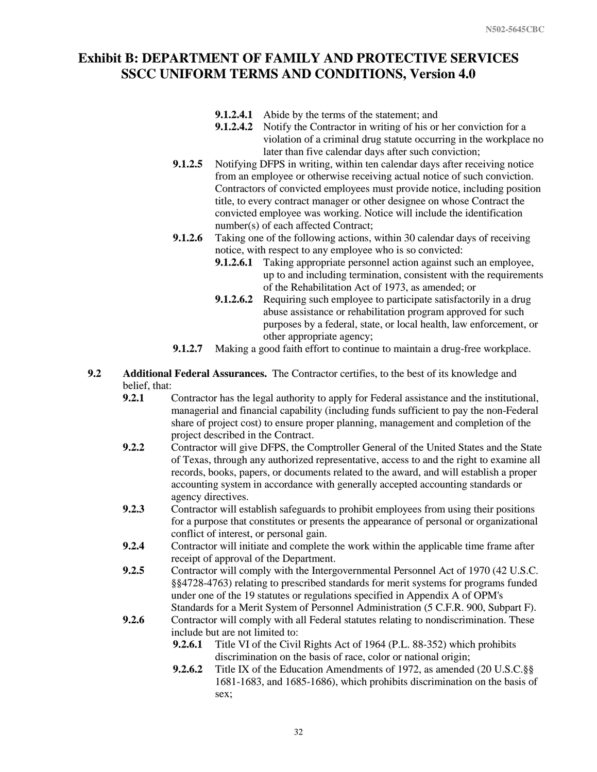9.1.2.4.1 Abide by the terms of the statement; and

9.1.2.4.2 Notify the Contractor in writing of his or her conviction for a violation of a criminal drug statute occurring in the workplace no later than five calendar days after such conviction;

9.1.2.5 Notifying DFPS in writing, within ten calendar days after receiving notice from an employee or otherwise receiving actual notice of such conviction. Contractors of convicted employees must provide notice, including position title, to every contract manager or other designee on whose Contract the convicted employee was working. Notice will include the identification number(s) of each affected Contract;

9.1.2.6 Taking one of the following actions, within 30 calendar days of receiving notice, with respect to any employee who is so convicted:

9.1.2.6.1 Taking appropriate personnel action against such an employee, up to and including termination, consistent with the requirements of the Rehabilitation Act of 1973, as amended; or

9.1.2.6.2 Requiring such employee to participate satisfactorily in a drug abuse assistance or rehabilitation program approved for such purposes by a federal, state, or local health, law enforcement, or other appropriate agency;

9.1.2.7 Making a good faith effort to continue to maintain a drug-free workplace.

**9.2 Additional Federal Assurances.** The Contractor certifies, to the best of its knowledge and belief, that:

**9.2.1** Contractor has the legal authority to apply for Federal assistance and the institutional, managerial and financial capability (including funds sufficient to pay the non-Federal share of project cost) to ensure proper planning, management and completion of the project described in the Contract.

**9.2.2** Contractor will give DFPS, the Comptroller General of the United States and the State of Texas, through any authorized representative, access to and the right to examine all records, books, papers, or documents related to the award, and will establish a proper accounting system in accordance with generally accepted accounting standards or agency directives.

**9.2.3** Contractor will establish safeguards to prohibit employees from using their positions for a purpose that constitutes or presents the appearance of personal or organizational conflict of interest, or personal gain.

**9.2.4** Contractor will initiate and complete the work within the applicable time frame after receipt of approval of the Department.

**9.2.5** Contractor will comply with the Intergovernmental Personnel Act of 1970 (42 U.S.C. §§4728-4763) relating to prescribed standards for merit systems for programs funded under one of the 19 statutes or regulations specified in Appendix A of OPM's Standards for a Merit System of Personnel Administration (5 C.F.R. 900, Subpart F).

**9.2.6** Contractor will comply with all Federal statutes relating to nondiscrimination. These include but are not limited to:

**9.2.6.1** Title VI of the Civil Rights Act of 1964 (P.L. 88-352) which prohibits discrimination on the basis of race, color or national origin;

**9.2.6.2** Title IX of the Education Amendments of 1972, as amended (20 U.S.C.§§ 1681-1683, and 1685-1686), which prohibits discrimination on the basis of sex;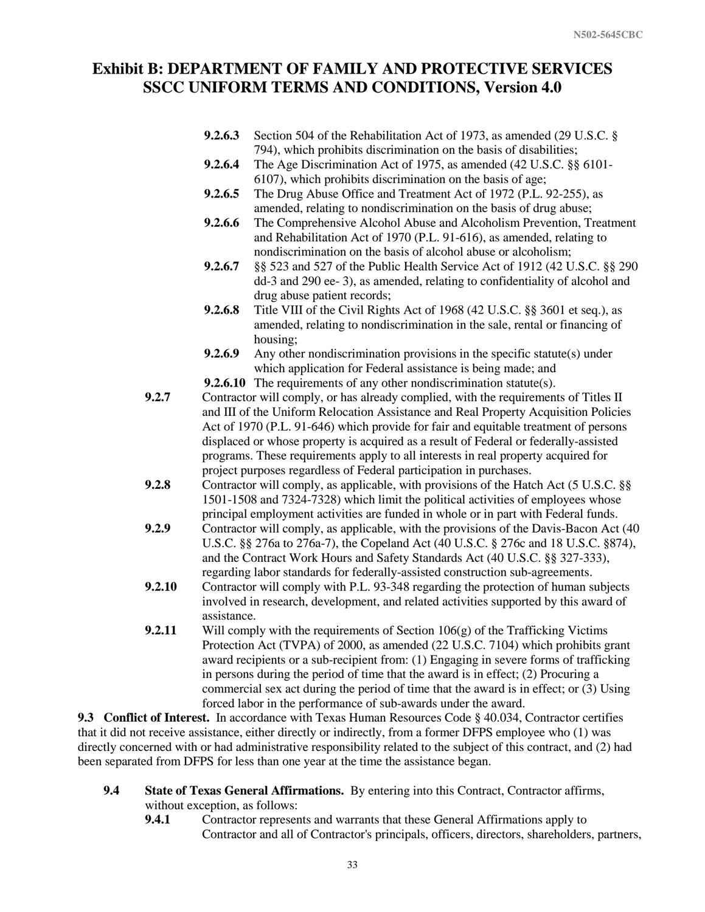**9.2.6.3** Section 504 of the Rehabilitation Act of 1973, as amended (29 U.S.C. § 794), which prohibits discrimination on the basis of disabilities;

**9.2.6.4** The Age Discrimination Act of 1975, as amended (42 U.S.C. §§ 6101-6107), which prohibits discrimination on the basis of age;

**9.2.6.5** The Drug Abuse Office and Treatment Act of 1972 (P.L. 92-255), as amended, relating to nondiscrimination on the basis of drug abuse;

**9.2.6.6** The Comprehensive Alcohol Abuse and Alcoholism Prevention, Treatment and Rehabilitation Act of 1970 (P.L. 91-616), as amended, relating to nondiscrimination on the basis of alcohol abuse or alcoholism;

**9.2.6.7** §§ 523 and 527 of the Public Health Service Act of 1912 (42 U.S.C. §§ 290 dd-3 and 290 ee- 3), as amended, relating to confidentiality of alcohol and drug abuse patient records;

**9.2.6.8** Title VIII of the Civil Rights Act of 1968 (42 U.S.C. §§ 3601 et seq.), as amended, relating to nondiscrimination in the sale, rental or financing of housing;

**9.2.6.9** Any other nondiscrimination provisions in the specific statute(s) under which application for Federal assistance is being made; and

**9.2.6.10** The requirements of any other nondiscrimination statute(s).

**9.2.7** Contractor will comply, or has already complied, with the requirements of Titles II and III of the Uniform Relocation Assistance and Real Property Acquisition Policies Act of 1970 (P.L. 91-646) which provide for fair and equitable treatment of persons displaced or whose property is acquired as a result of Federal or federally-assisted programs. These requirements apply to all interests in real property acquired for project purposes regardless of Federal participation in purchases.

**9.2.8** Contractor will comply, as applicable, with provisions of the Hatch Act (5 U.S.C. §§ 1501-1508 and 7324-7328) which limit the political activities of employees whose principal employment activities are funded in whole or in part with Federal funds.

**9.2.9** Contractor will comply, as applicable, with the provisions of the Davis-Bacon Act (40 U.S.C. §§ 276a to 276a-7), the Copeland Act (40 U.S.C. § 276c and 18 U.S.C. §874), and the Contract Work Hours and Safety Standards Act (40 U.S.C. §§ 327-333), regarding labor standards for federally-assisted construction sub-agreements.

**9.2.10** Contractor will comply with P.L. 93-348 regarding the protection of human subjects involved in research, development, and related activities supported by this award of assistance.

**9.2.11** Will comply with the requirements of Section 106(g) of the Trafficking Victims Protection Act (TVPA) of 2000, as amended (22 U.S.C. 7104) which prohibits grant award recipients or a sub-recipient from: (1) Engaging in severe forms of trafficking in persons during the period of time that the award is in effect; (2) Procuring a commercial sex act during the period of time that the award is in effect; or (3) Using forced labor in the performance of sub-awards under the award.

**9.3 Conflict of Interest.** In accordance with Texas Human Resources Code § 40.034, Contractor certifies that it did not receive assistance, either directly or indirectly, from a former DFPS employee who (1) was directly concerned with or had administrative responsibility related to the subject of this contract, and (2) had been separated from DFPS for less than one year at the time the assistance began.

**9.4 State of Texas General Affirmations.** By entering into this Contract, Contractor affirms, without exception, as follows:

**9.4.1** Contractor represents and warrants that these General Affirmations apply to Contractor and all of Contractor's principals, officers, directors, shareholders, partners,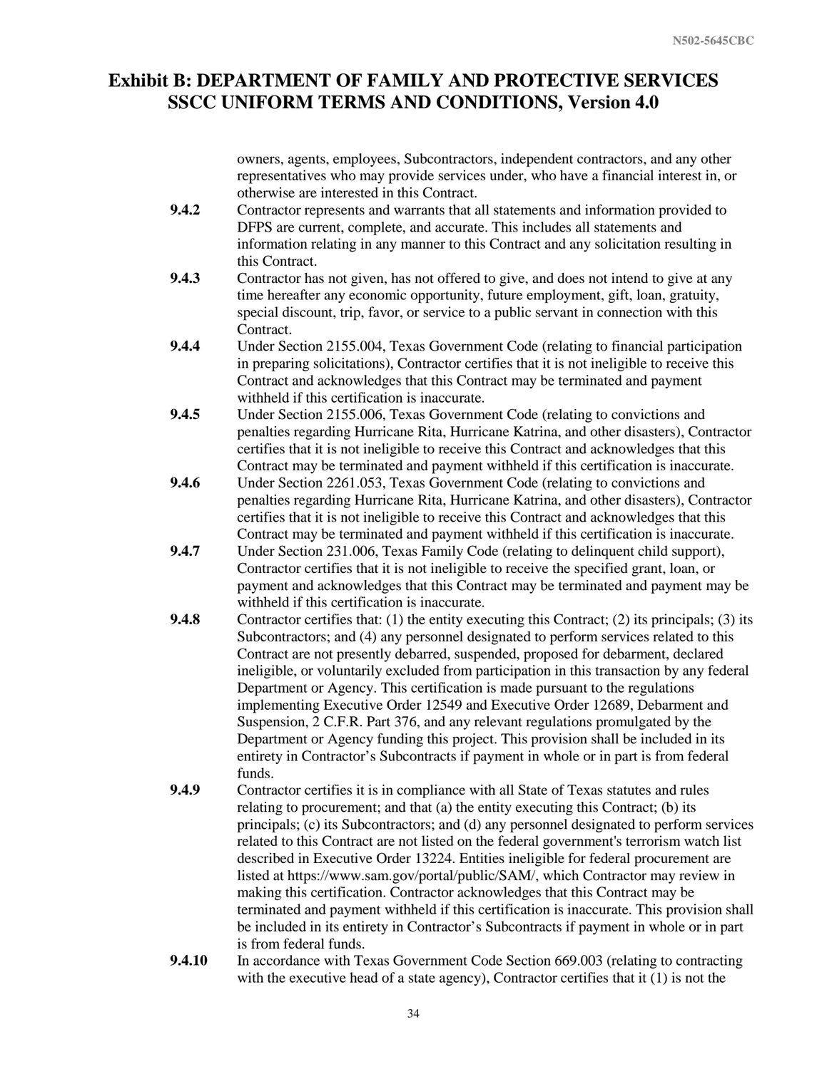# Exhibit B: DEPARTMENT OF FAMILY AND PROTECTIVE SERVICES SSCC UNIFORM TERMS AND CONDITIONS, Version 4.0

owners, agents, employees, Subcontractors, independent contractors, and any other representatives who may provide services under, who have a financial interest in, or otherwise are interested in this Contract.

**9.4.2** Contractor represents and warrants that all statements and information provided to DFPS are current, complete, and accurate. This includes all statements and information relating in any manner to this Contract and any solicitation resulting in this Contract.

**9.4.3** Contractor has not given, has not offered to give, and does not intend to give at any time hereafter any economic opportunity, future employment, gift, loan, gratuity, special discount, trip, favor, or service to a public servant in connection with this Contract.

**9.4.4** Under Section 2155.004, Texas Government Code (relating to financial participation in preparing solicitations), Contractor certifies that it is not ineligible to receive this Contract and acknowledges that this Contract may be terminated and payment withheld if this certification is inaccurate.

**9.4.5** Under Section 2155.006, Texas Government Code (relating to convictions and penalties regarding Hurricane Rita, Hurricane Katrina, and other disasters), Contractor certifies that it is not ineligible to receive this Contract and acknowledges that this Contract may be terminated and payment withheld if this certification is inaccurate.

**9.4.6** Under Section 2261.053, Texas Government Code (relating to convictions and penalties regarding Hurricane Rita, Hurricane Katrina, and other disasters), Contractor certifies that it is not ineligible to receive this Contract and acknowledges that this Contract may be terminated and payment withheld if this certification is inaccurate.

**9.4.7** Under Section 231.006, Texas Family Code (relating to delinquent child support), Contractor certifies that it is not ineligible to receive the specified grant, loan, or payment and acknowledges that this Contract may be terminated and payment may be withheld if this certification is inaccurate.

**9.4.8** Contractor certifies that: (1) the entity executing this Contract; (2) its principals; (3) its Subcontractors; and (4) any personnel designated to perform services related to this Contract are not presently debarred, suspended, proposed for debarment, declared ineligible, or voluntarily excluded from participation in this transaction by any federal Department or Agency. This certification is made pursuant to the regulations implementing Executive Order 12549 and Executive Order 12689, Debarment and Suspension, 2 C.F.R. Part 376, and any relevant regulations promulgated by the Department or Agency funding this project. This provision shall be included in its entirety in Contractor's Subcontracts if payment in whole or in part is from federal funds.

**9.4.9** Contractor certifies it is in compliance with all State of Texas statutes and rules relating to procurement; and that (a) the entity executing this Contract; (b) its principals; (c) its Subcontractors; and (d) any personnel designated to perform services related to this Contract are not listed on the federal government's terrorism watch list described in Executive Order 13224. Entities ineligible for federal procurement are listed at https://www.sam.gov/portal/public/SAM/, which Contractor may review in making this certification. Contractor acknowledges that this Contract may be terminated and payment withheld if this certification is inaccurate. This provision shall be included in its entirety in Contractor's Subcontracts if payment in whole or in part is from federal funds.

**9.4.10** In accordance with Texas Government Code Section 669.003 (relating to contracting with the executive head of a state agency), Contractor certifies that it (1) is not the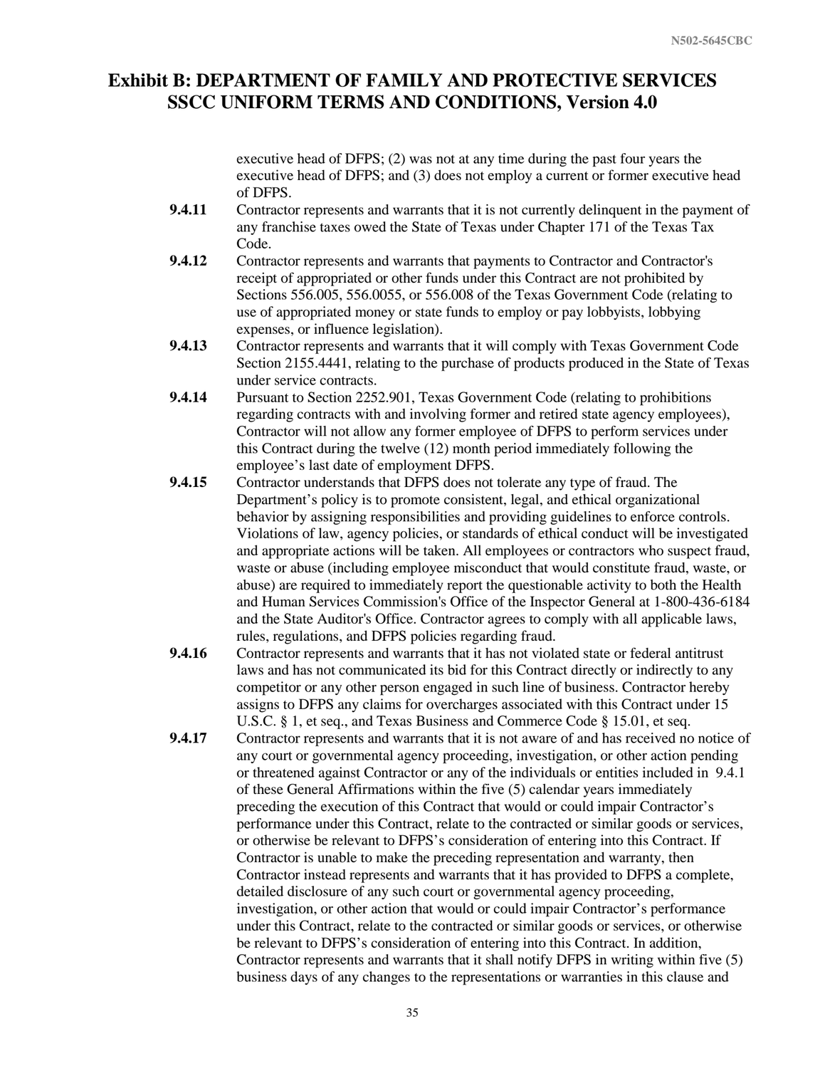# Exhibit B: DEPARTMENT OF FAMILY AND PROTECTIVE SERVICES SSCC UNIFORM TERMS AND CONDITIONS, Version 4.0

executive head of DFPS; (2) was not at any time during the past four years the executive head of DFPS; and (3) does not employ a current or former executive head of DFPS.

**9.4.11** Contractor represents and warrants that it is not currently delinquent in the payment of any franchise taxes owed the State of Texas under Chapter 171 of the Texas Tax Code.

**9.4.12** Contractor represents and warrants that payments to Contractor and Contractor's receipt of appropriated or other funds under this Contract are not prohibited by Sections 556.005, 556.0055, or 556.008 of the Texas Government Code (relating to use of appropriated money or state funds to employ or pay lobbyists, lobbying expenses, or influence legislation).

**9.4.13** Contractor represents and warrants that it will comply with Texas Government Code Section 2155.4441, relating to the purchase of products produced in the State of Texas under service contracts.

**9.4.14** Pursuant to Section 2252.901, Texas Government Code (relating to prohibitions regarding contracts with and involving former and retired state agency employees), Contractor will not allow any former employee of DFPS to perform services under this Contract during the twelve (12) month period immediately following the employee's last date of employment DFPS.

**9.4.15** Contractor understands that DFPS does not tolerate any type of fraud. The Department's policy is to promote consistent, legal, and ethical organizational behavior by assigning responsibilities and providing guidelines to enforce controls. Violations of law, agency policies, or standards of ethical conduct will be investigated and appropriate actions will be taken. All employees or contractors who suspect fraud, waste or abuse (including employee misconduct that would constitute fraud, waste, or abuse) are required to immediately report the questionable activity to both the Health and Human Services Commission's Office of the Inspector General at 1-800-436-6184 and the State Auditor's Office. Contractor agrees to comply with all applicable laws, rules, regulations, and DFPS policies regarding fraud.

**9.4.16** Contractor represents and warrants that it has not violated state or federal antitrust laws and has not communicated its bid for this Contract directly or indirectly to any competitor or any other person engaged in such line of business. Contractor hereby assigns to DFPS any claims for overcharges associated with this Contract under 15 U.S.C. § 1, et seq., and Texas Business and Commerce Code § 15.01, et seq.

**9.4.17** Contractor represents and warrants that it is not aware of and has received no notice of any court or governmental agency proceeding, investigation, or other action pending or threatened against Contractor or any of the individuals or entities included in 9.4.1 of these General Affirmations within the five (5) calendar years immediately preceding the execution of this Contract that would or could impair Contractor's performance under this Contract, relate to the contracted or similar goods or services, or otherwise be relevant to DFPS's consideration of entering into this Contract. If Contractor is unable to make the preceding representation and warranty, then Contractor instead represents and warrants that it has provided to DFPS a complete, detailed disclosure of any such court or governmental agency proceeding, investigation, or other action that would or could impair Contractor's performance under this Contract, relate to the contracted or similar goods or services, or otherwise be relevant to DFPS's consideration of entering into this Contract. In addition, Contractor represents and warrants that it shall notify DFPS in writing within five (5) business days of any changes to the representations or warranties in this clause and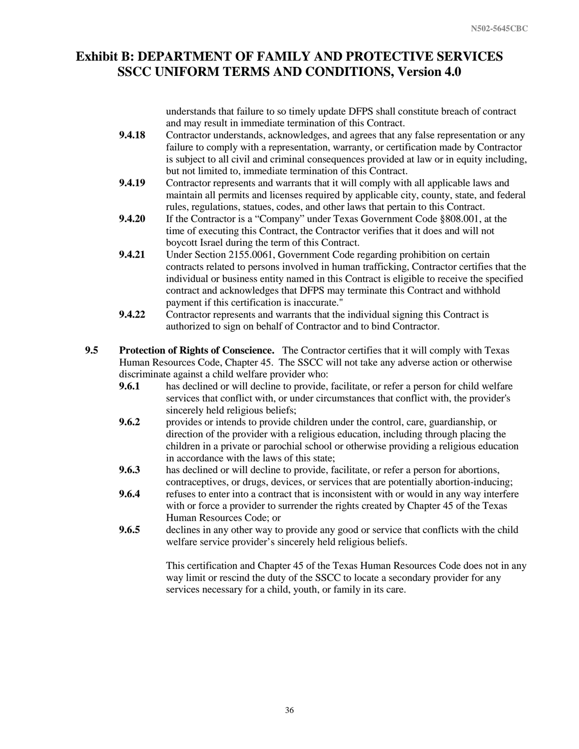# Exhibit B: DEPARTMENT OF FAMILY AND PROTECTIVE SERVICES SSCC UNIFORM TERMS AND CONDITIONS, Version 4.0

understands that failure to so timely update DFPS shall constitute breach of contract and may result in immediate termination of this Contract.

**9.4.18** Contractor understands, acknowledges, and agrees that any false representation or any failure to comply with a representation, warranty, or certification made by Contractor is subject to all civil and criminal consequences provided at law or in equity including, but not limited to, immediate termination of this Contract.

**9.4.19** Contractor represents and warrants that it will comply with all applicable laws and maintain all permits and licenses required by applicable city, county, state, and federal rules, regulations, statues, codes, and other laws that pertain to this Contract.

**9.4.20** If the Contractor is a "Company" under Texas Government Code §808.001, at the time of executing this Contract, the Contractor verifies that it does and will not boycott Israel during the term of this Contract.

**9.4.21** Under Section 2155.0061, Government Code regarding prohibition on certain contracts related to persons involved in human trafficking, Contractor certifies that the individual or business entity named in this Contract is eligible to receive the specified contract and acknowledges that DFPS may terminate this Contract and withhold payment if this certification is inaccurate."

**9.4.22** Contractor represents and warrants that the individual signing this Contract is authorized to sign on behalf of Contractor and to bind Contractor.

**9.5 Protection of Rights of Conscience.** The Contractor certifies that it will comply with Texas Human Resources Code, Chapter 45. The SSCC will not take any adverse action or otherwise discriminate against a child welfare provider who:

**9.6.1** has declined or will decline to provide, facilitate, or refer a person for child welfare services that conflict with, or under circumstances that conflict with, the provider's sincerely held religious beliefs;

**9.6.2** provides or intends to provide children under the control, care, guardianship, or direction of the provider with a religious education, including through placing the children in a private or parochial school or otherwise providing a religious education in accordance with the laws of this state;

**9.6.3** has declined or will decline to provide, facilitate, or refer a person for abortions, contraceptives, or drugs, devices, or services that are potentially abortion-inducing;

**9.6.4** refuses to enter into a contract that is inconsistent with or would in any way interfere with or force a provider to surrender the rights created by Chapter 45 of the Texas Human Resources Code; or

**9.6.5** declines in any other way to provide any good or service that conflicts with the child welfare service provider's sincerely held religious beliefs.

This certification and Chapter 45 of the Texas Human Resources Code does not in any way limit or rescind the duty of the SSCC to locate a secondary provider for any services necessary for a child, youth, or family in its care.